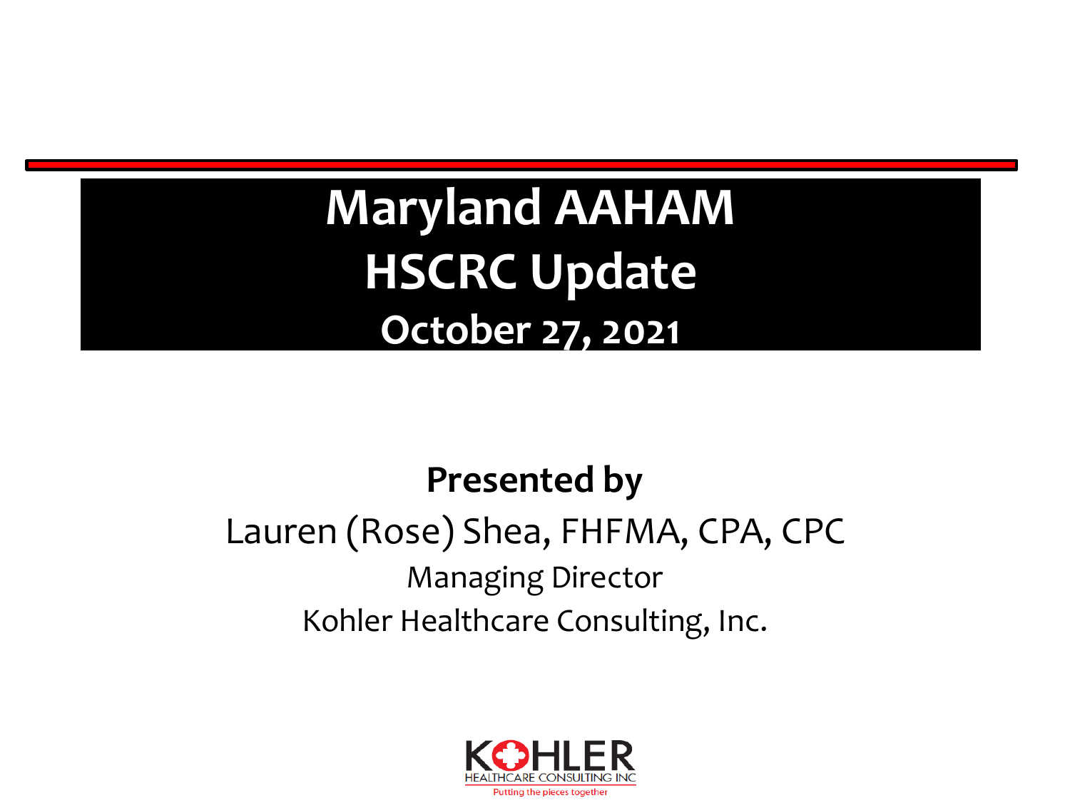# Maryland AAHAM
# HSCRC Update
## October 27, 2021

**Presented by**

Lauren (Rose) Shea, FHFMA, CPA, CPC

Managing Director

Kohler Healthcare Consulting, Inc.

KOHLER HEALTHCARE CONSULTING INC

Putting the pieces together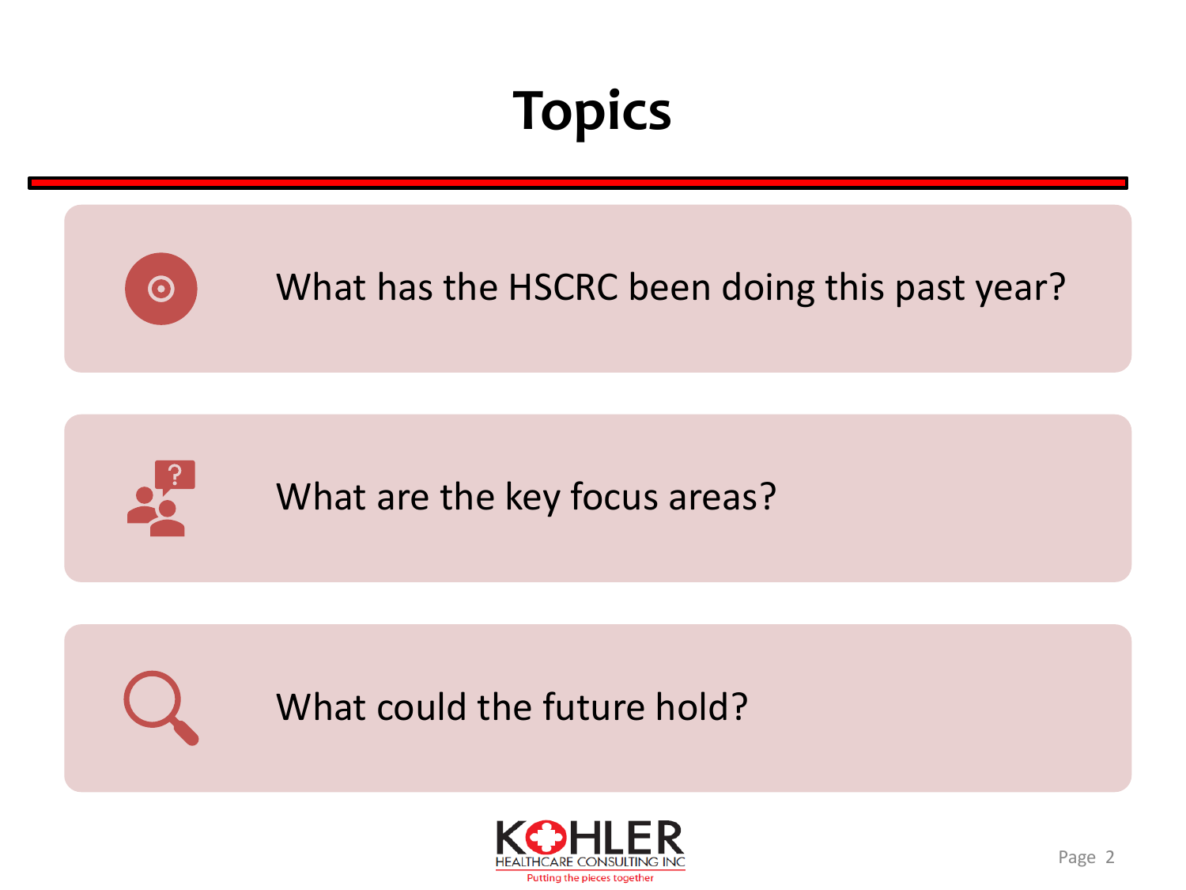# Topics

- What has the HSCRC been doing this past year?
- What are the key focus areas?
- What could the future hold?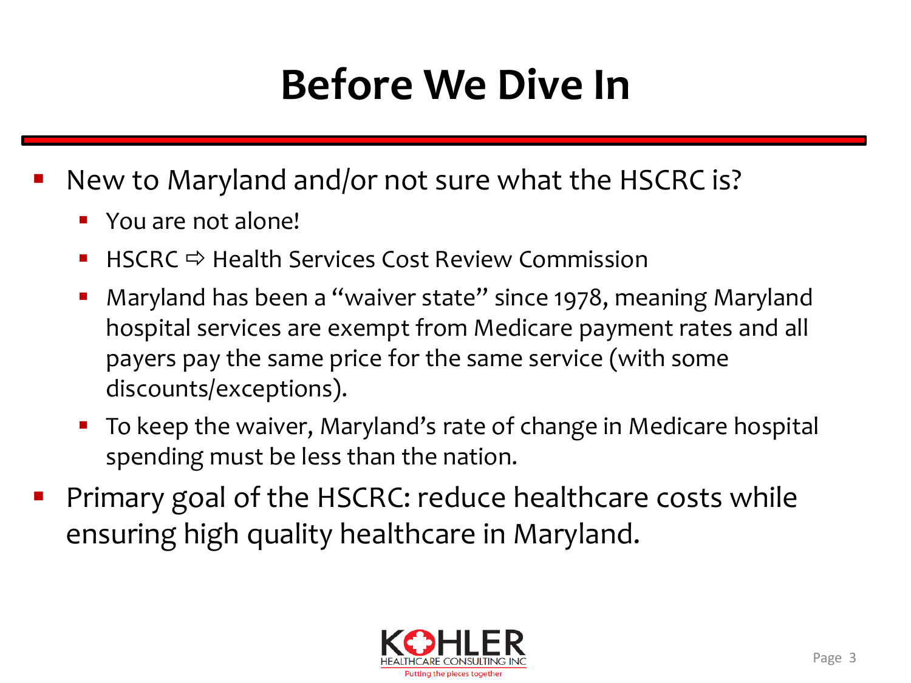# Before We Dive In

- New to Maryland and/or not sure what the HSCRC is?
  - You are not alone!
  - HSCRC ⇨ Health Services Cost Review Commission
  - Maryland has been a "waiver state" since 1978, meaning Maryland hospital services are exempt from Medicare payment rates and all payers pay the same price for the same service (with some discounts/exceptions).
  - To keep the waiver, Maryland's rate of change in Medicare hospital spending must be less than the nation.
- Primary goal of the HSCRC: reduce healthcare costs while ensuring high quality healthcare in Maryland.

KOHLER HEALTHCARE CONSULTING INC
Putting the pieces together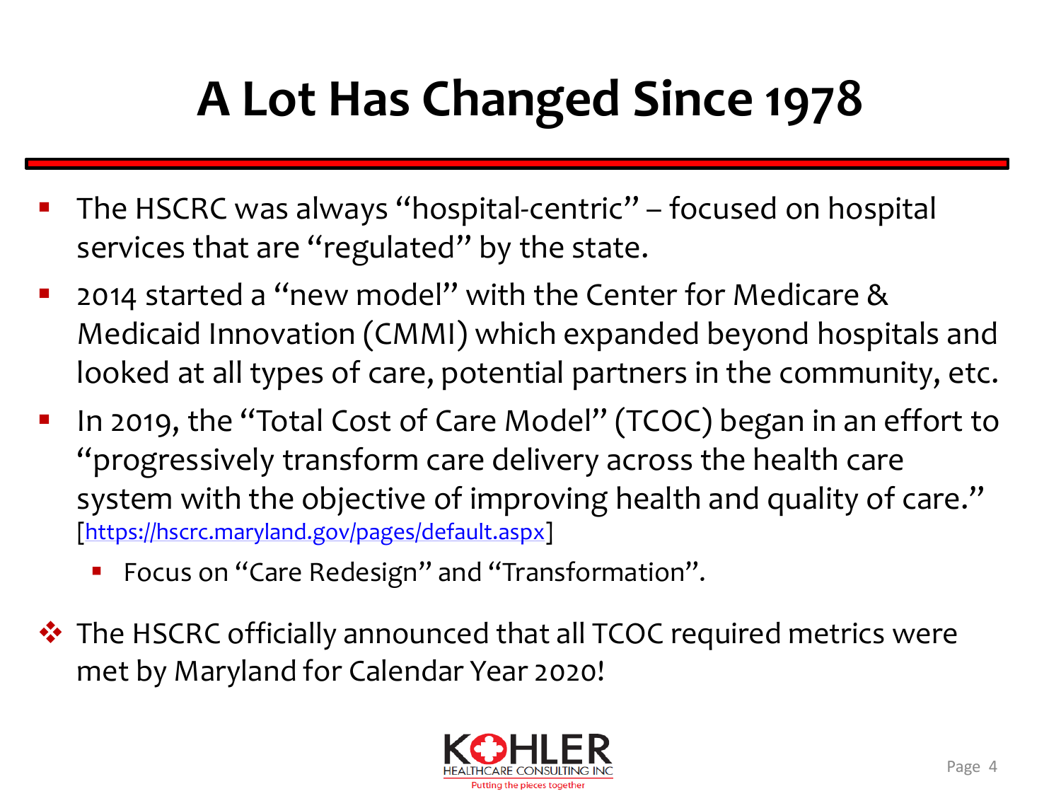# A Lot Has Changed Since 1978

- The HSCRC was always "hospital-centric" – focused on hospital services that are "regulated" by the state.
- 2014 started a "new model" with the Center for Medicare & Medicaid Innovation (CMMI) which expanded beyond hospitals and looked at all types of care, potential partners in the community, etc.
- In 2019, the "Total Cost of Care Model" (TCOC) began in an effort to "progressively transform care delivery across the health care system with the objective of improving health and quality of care." [https://hscrc.maryland.gov/pages/default.aspx]
  - Focus on "Care Redesign" and "Transformation".

❖ The HSCRC officially announced that all TCOC required metrics were met by Maryland for Calendar Year 2020!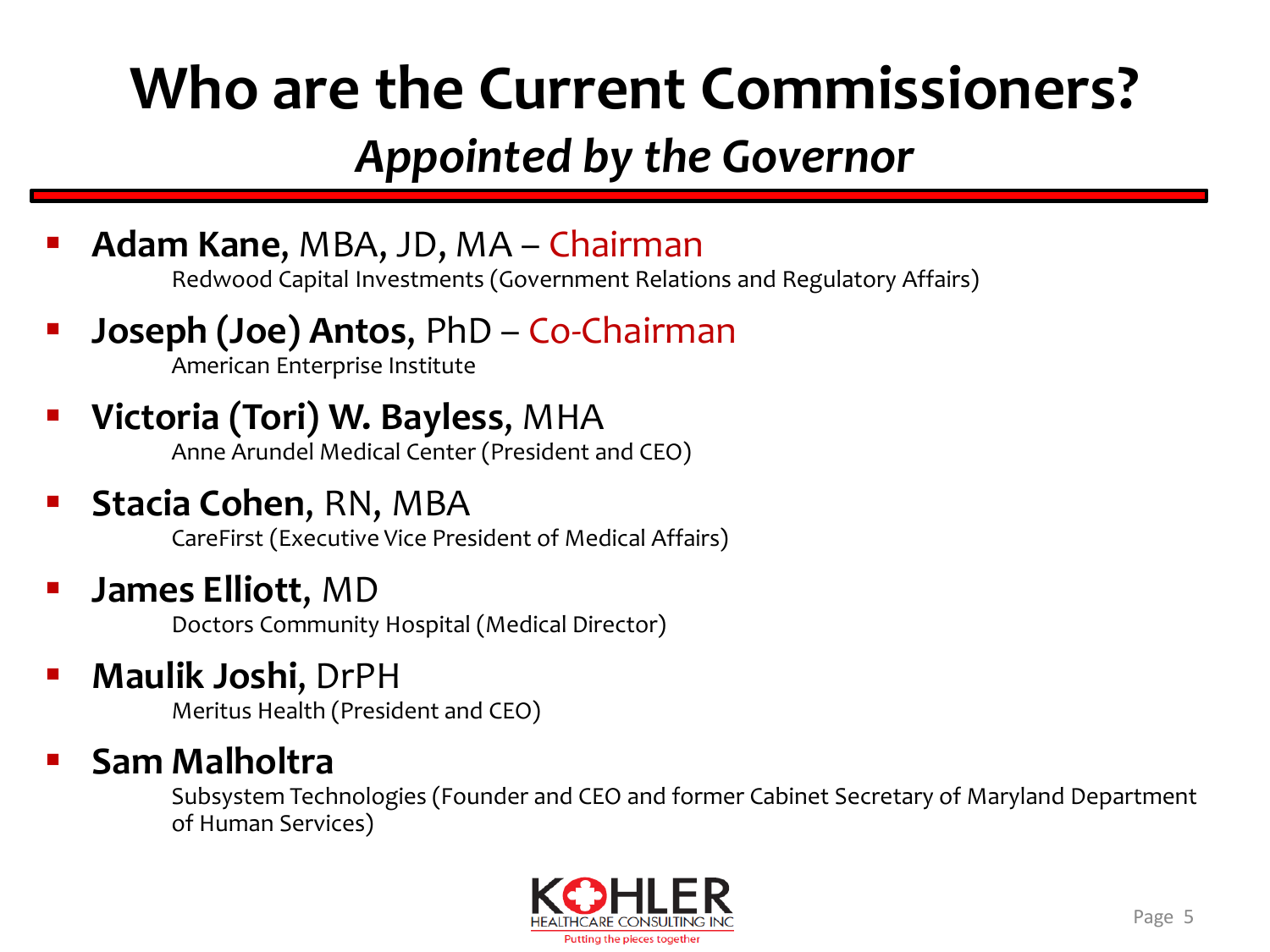# Who are the Current Commissioners?

## *Appointed by the Governor*

- **Adam Kane,** MBA, JD, MA – Chairman
  Redwood Capital Investments (Government Relations and Regulatory Affairs)
- **Joseph (Joe) Antos,** PhD – Co-Chairman
  American Enterprise Institute
- **Victoria (Tori) W. Bayless,** MHA
  Anne Arundel Medical Center (President and CEO)
- **Stacia Cohen,** RN, MBA
  CareFirst (Executive Vice President of Medical Affairs)
- **James Elliott,** MD
  Doctors Community Hospital (Medical Director)
- **Maulik Joshi,** DrPH
  Meritus Health (President and CEO)
- **Sam Malholtra**
  Subsystem Technologies (Founder and CEO and former Cabinet Secretary of Maryland Department of Human Services)

KOHLER HEALTHCARE CONSULTING INC
Putting the pieces together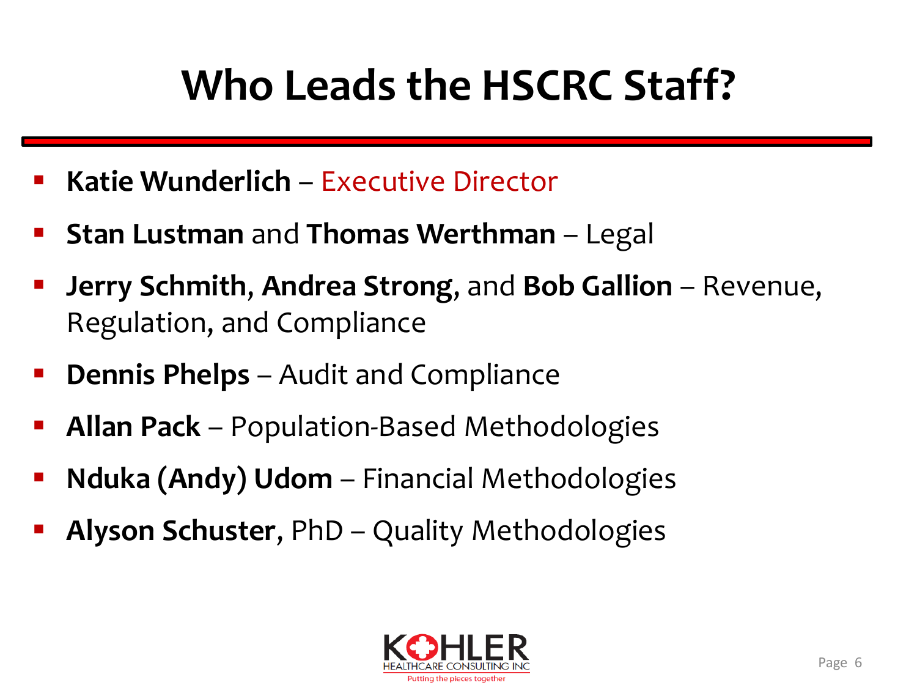# Who Leads the HSCRC Staff?

- **Katie Wunderlich** – Executive Director
- **Stan Lustman** and **Thomas Werthman** – Legal
- **Jerry Schmith**, **Andrea Strong**, and **Bob Gallion** – Revenue, Regulation, and Compliance
- **Dennis Phelps** – Audit and Compliance
- **Allan Pack** – Population-Based Methodologies
- **Nduka (Andy) Udom** – Financial Methodologies
- **Alyson Schuster**, PhD – Quality Methodologies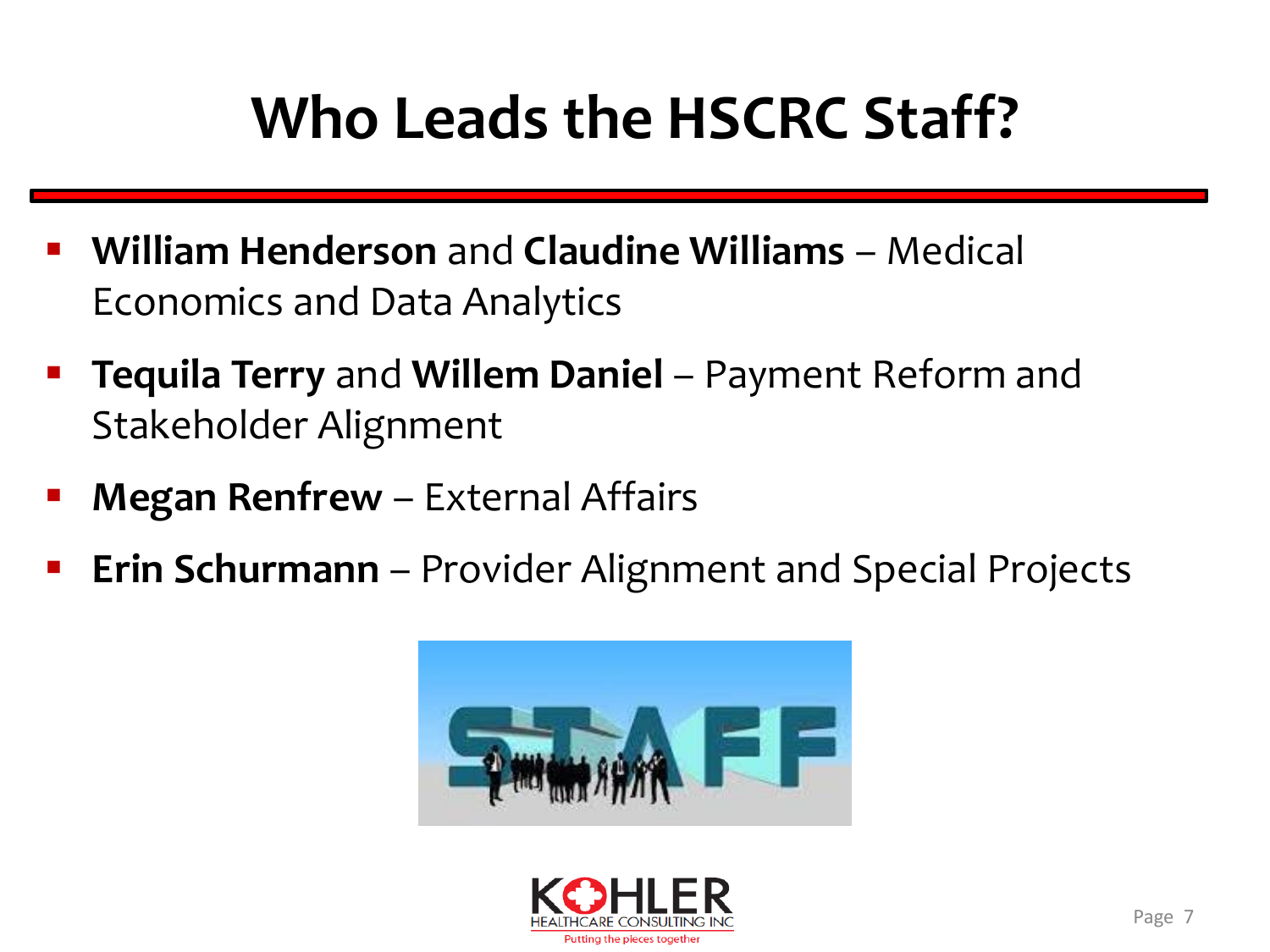# Who Leads the HSCRC Staff?

- **William Henderson** and **Claudine Williams** – Medical Economics and Data Analytics
- **Tequila Terry** and **Willem Daniel** – Payment Reform and Stakeholder Alignment
- **Megan Renfrew** – External Affairs
- **Erin Schurmann** – Provider Alignment and Special Projects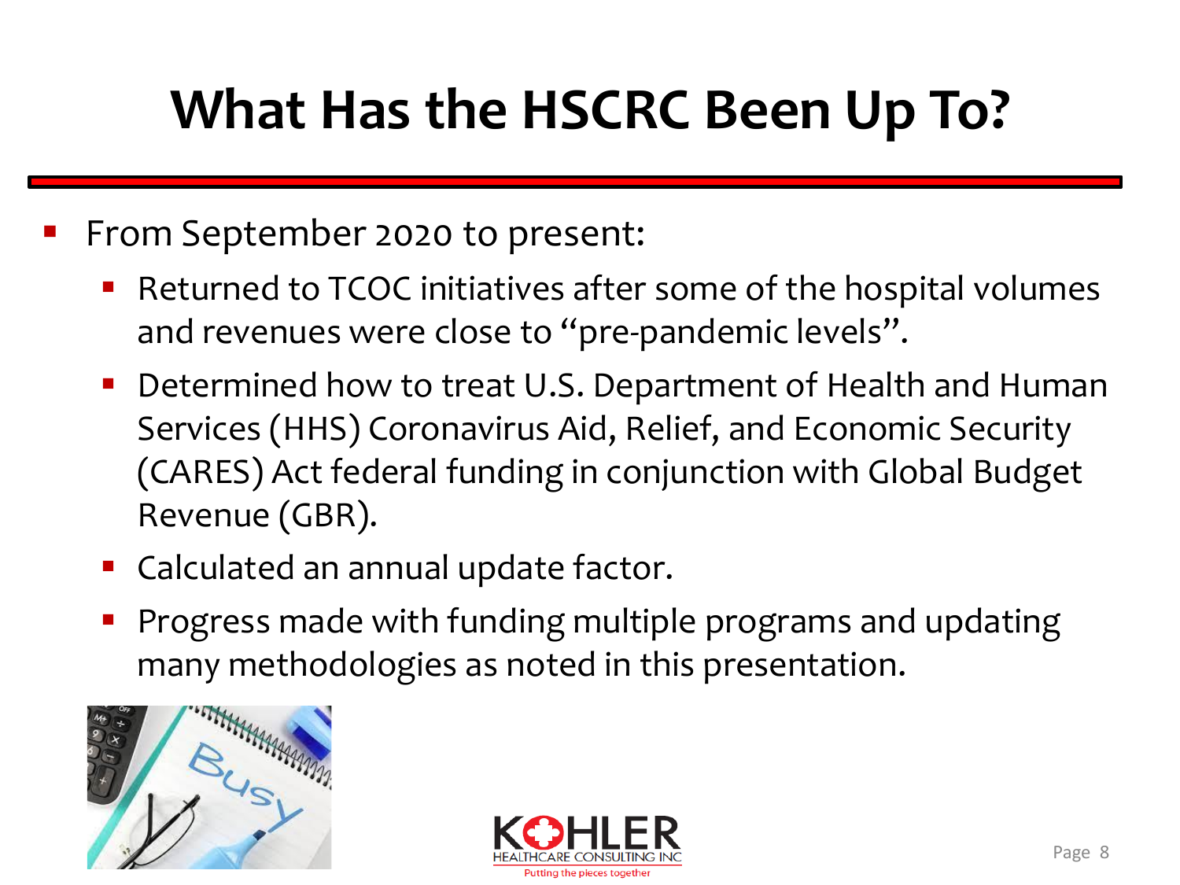# What Has the HSCRC Been Up To?

- From September 2020 to present:
  - Returned to TCOC initiatives after some of the hospital volumes and revenues were close to "pre-pandemic levels".
  - Determined how to treat U.S. Department of Health and Human Services (HHS) Coronavirus Aid, Relief, and Economic Security (CARES) Act federal funding in conjunction with Global Budget Revenue (GBR).
  - Calculated an annual update factor.
  - Progress made with funding multiple programs and updating many methodologies as noted in this presentation.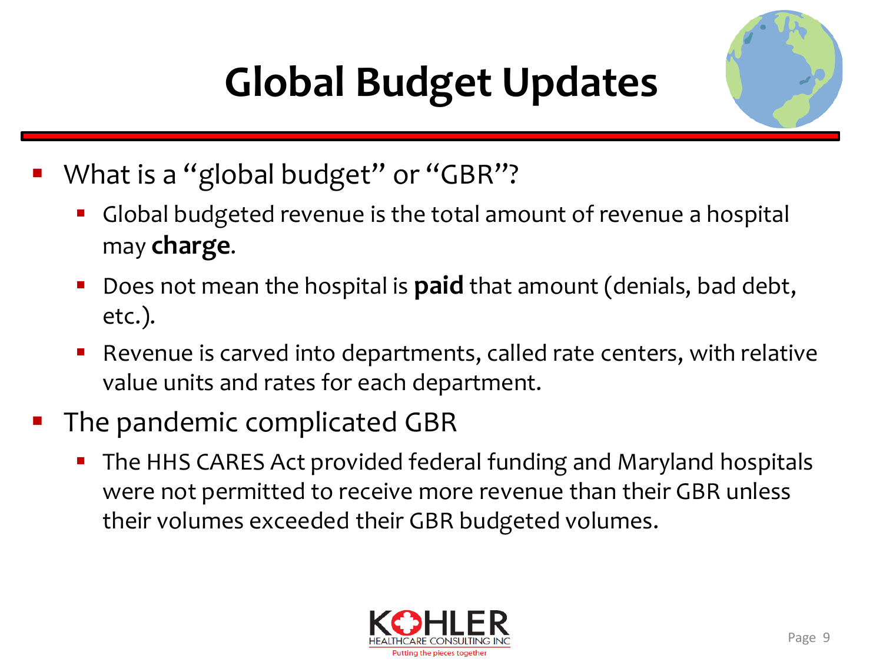# Global Budget Updates

- What is a "global budget" or "GBR"?
  - Global budgeted revenue is the total amount of revenue a hospital may **charge**.
  - Does not mean the hospital is **paid** that amount (denials, bad debt, etc.).
  - Revenue is carved into departments, called rate centers, with relative value units and rates for each department.
- The pandemic complicated GBR
  - The HHS CARES Act provided federal funding and Maryland hospitals were not permitted to receive more revenue than their GBR unless their volumes exceeded their GBR budgeted volumes.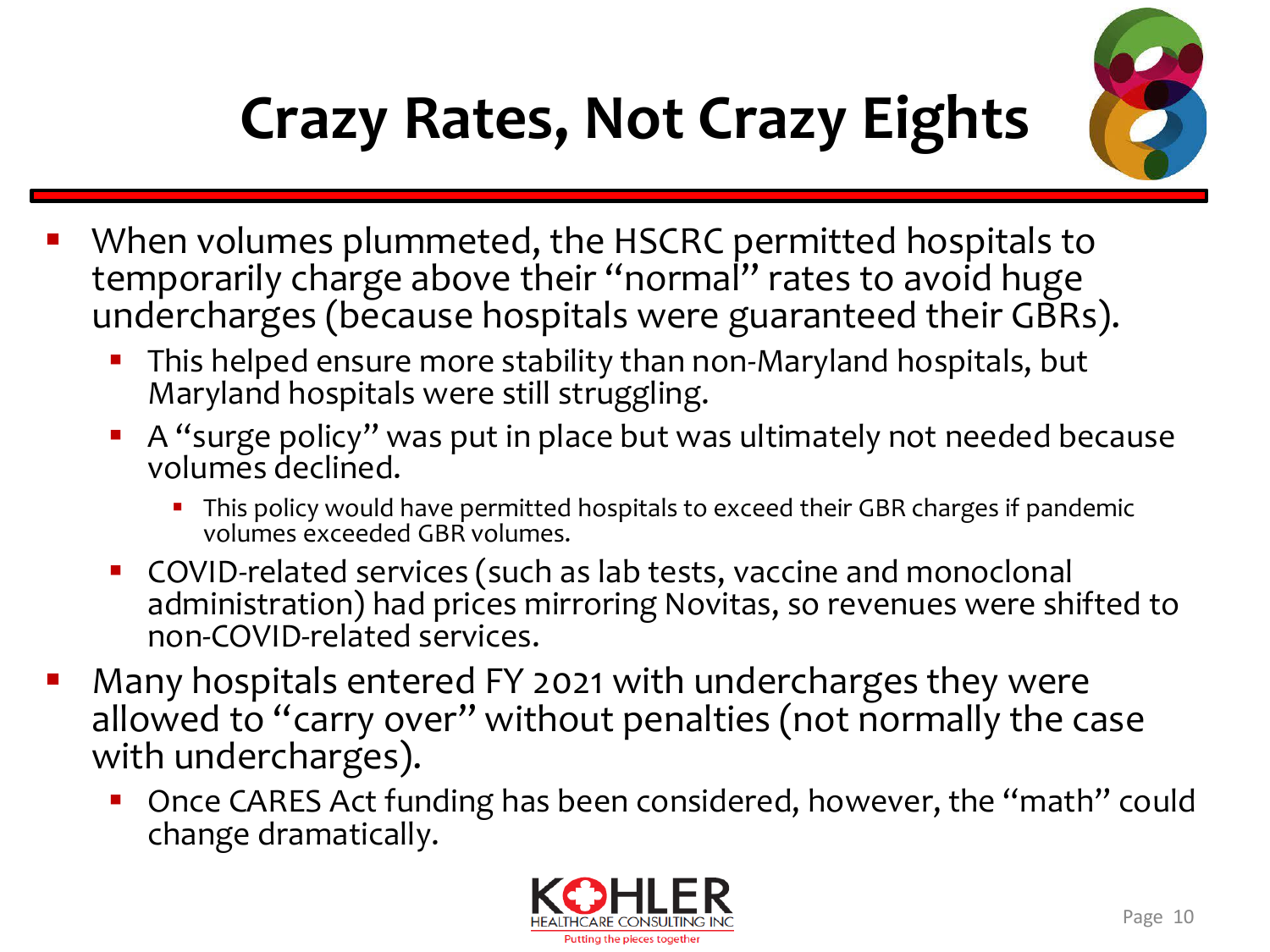# Crazy Rates, Not Crazy Eights

- When volumes plummeted, the HSCRC permitted hospitals to temporarily charge above their "normal" rates to avoid huge undercharges (because hospitals were guaranteed their GBRs).
  - This helped ensure more stability than non-Maryland hospitals, but Maryland hospitals were still struggling.
  - A "surge policy" was put in place but was ultimately not needed because volumes declined.
    - This policy would have permitted hospitals to exceed their GBR charges if pandemic volumes exceeded GBR volumes.
  - COVID-related services (such as lab tests, vaccine and monoclonal administration) had prices mirroring Novitas, so revenues were shifted to non-COVID-related services.
- Many hospitals entered FY 2021 with undercharges they were allowed to "carry over" without penalties (not normally the case with undercharges).
  - Once CARES Act funding has been considered, however, the "math" could change dramatically.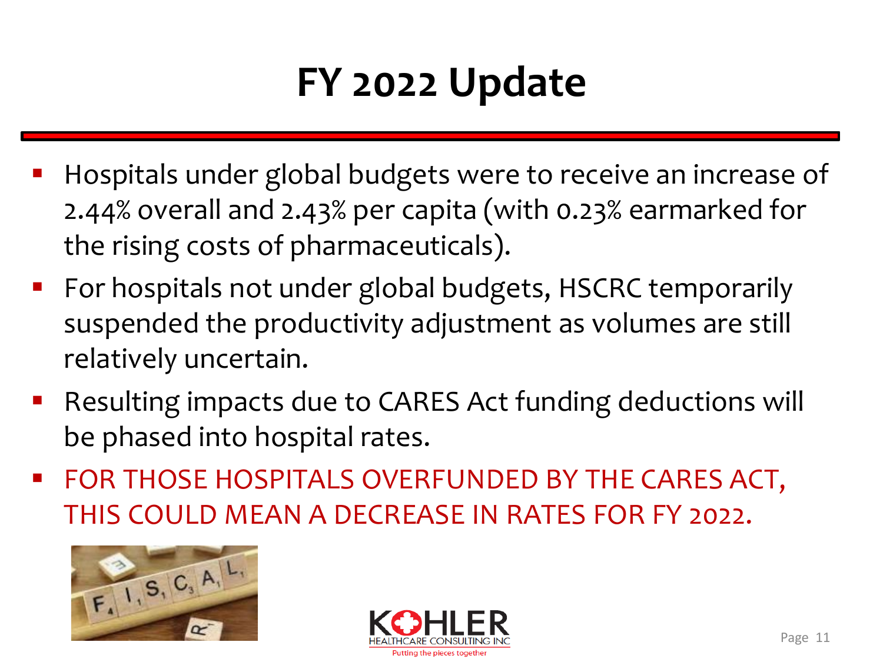# FY 2022 Update

- Hospitals under global budgets were to receive an increase of 2.44% overall and 2.43% per capita (with 0.23% earmarked for the rising costs of pharmaceuticals).
- For hospitals not under global budgets, HSCRC temporarily suspended the productivity adjustment as volumes are still relatively uncertain.
- Resulting impacts due to CARES Act funding deductions will be phased into hospital rates.
- FOR THOSE HOSPITALS OVERFUNDED BY THE CARES ACT, THIS COULD MEAN A DECREASE IN RATES FOR FY 2022.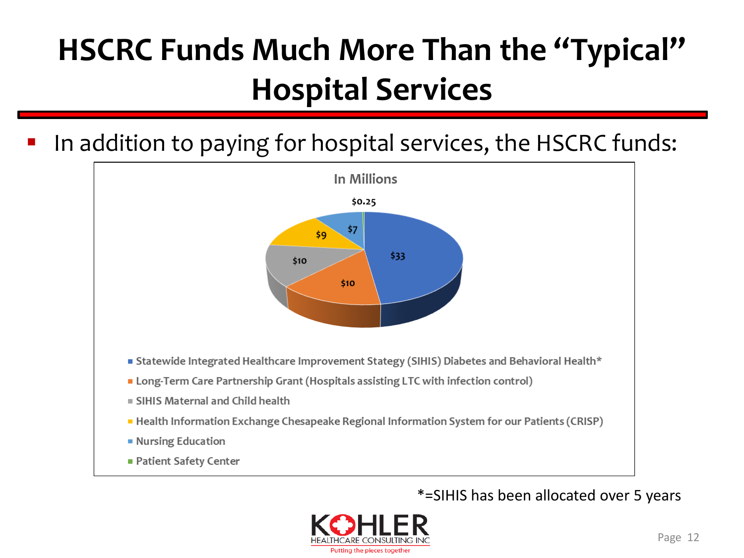# HSCRC Funds Much More Than the "Typical" Hospital Services

- In addition to paying for hospital services, the HSCRC funds:

In Millions

| Program | Amount (In Millions) |
| --- | --- |
| Statewide Integrated Healthcare Improvement Stategy (SIHIS) Diabetes and Behavioral Health* | $33 |
| Long-Term Care Partnership Grant (Hospitals assisting LTC with infection control) | $10 |
| SIHIS Maternal and Child health | $10 |
| Health Information Exchange Chesapeake Regional Information System for our Patients (CRISP) | $9 |
| Nursing Education | $7 |
| Patient Safety Center | $0.25 |

*=SIHIS has been allocated over 5 years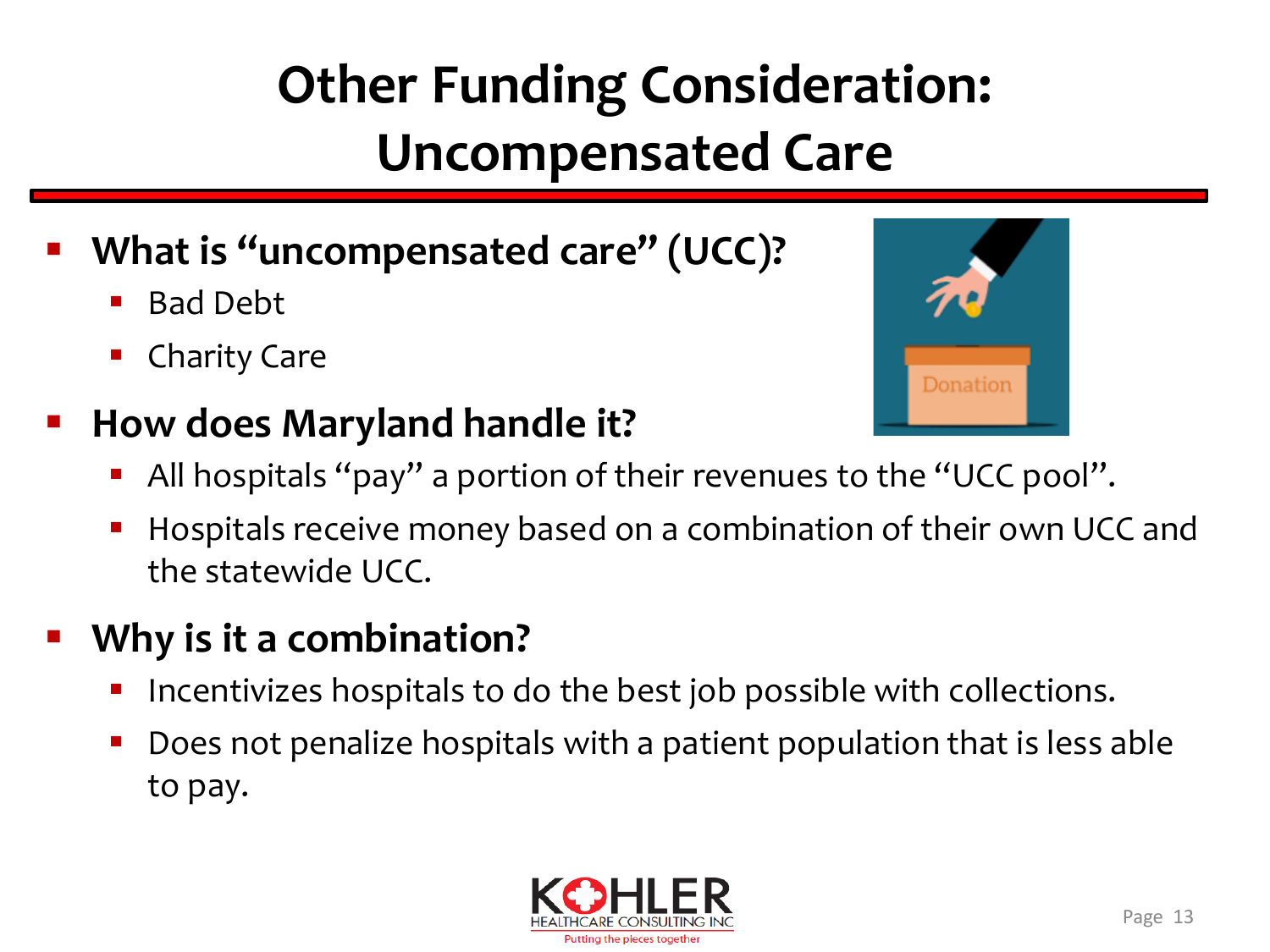# Other Funding Consideration: Uncompensated Care

- **What is "uncompensated care" (UCC)?**
  - Bad Debt
  - Charity Care
- **How does Maryland handle it?**
  - All hospitals "pay" a portion of their revenues to the "UCC pool".
  - Hospitals receive money based on a combination of their own UCC and the statewide UCC.
- **Why is it a combination?**
  - Incentivizes hospitals to do the best job possible with collections.
  - Does not penalize hospitals with a patient population that is less able to pay.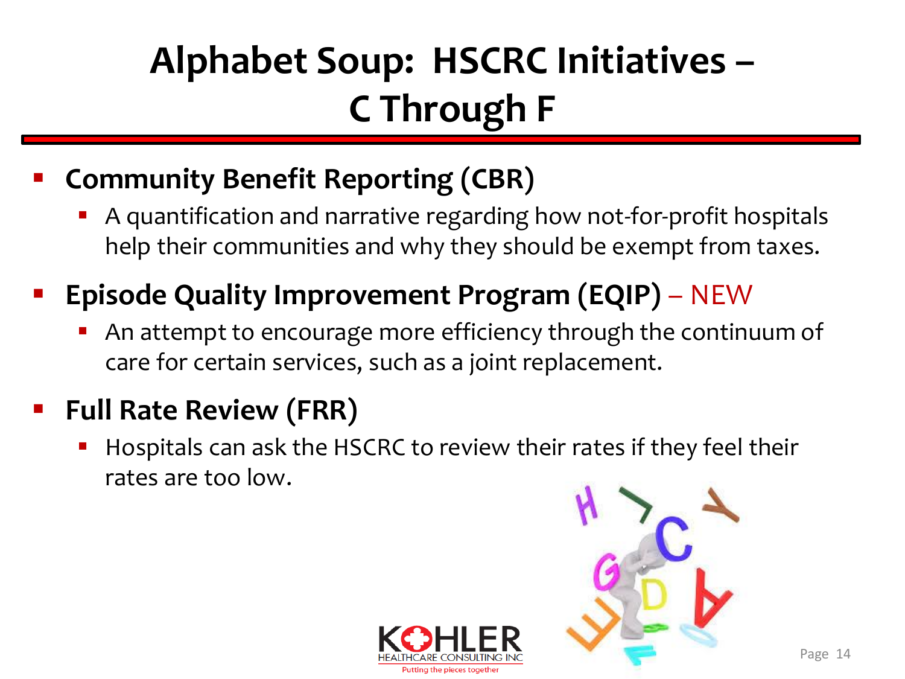# Alphabet Soup: HSCRC Initiatives – C Through F

- **Community Benefit Reporting (CBR)**
  - A quantification and narrative regarding how not-for-profit hospitals help their communities and why they should be exempt from taxes.
- **Episode Quality Improvement Program (EQIP)** – NEW
  - An attempt to encourage more efficiency through the continuum of care for certain services, such as a joint replacement.
- **Full Rate Review (FRR)**
  - Hospitals can ask the HSCRC to review their rates if they feel their rates are too low.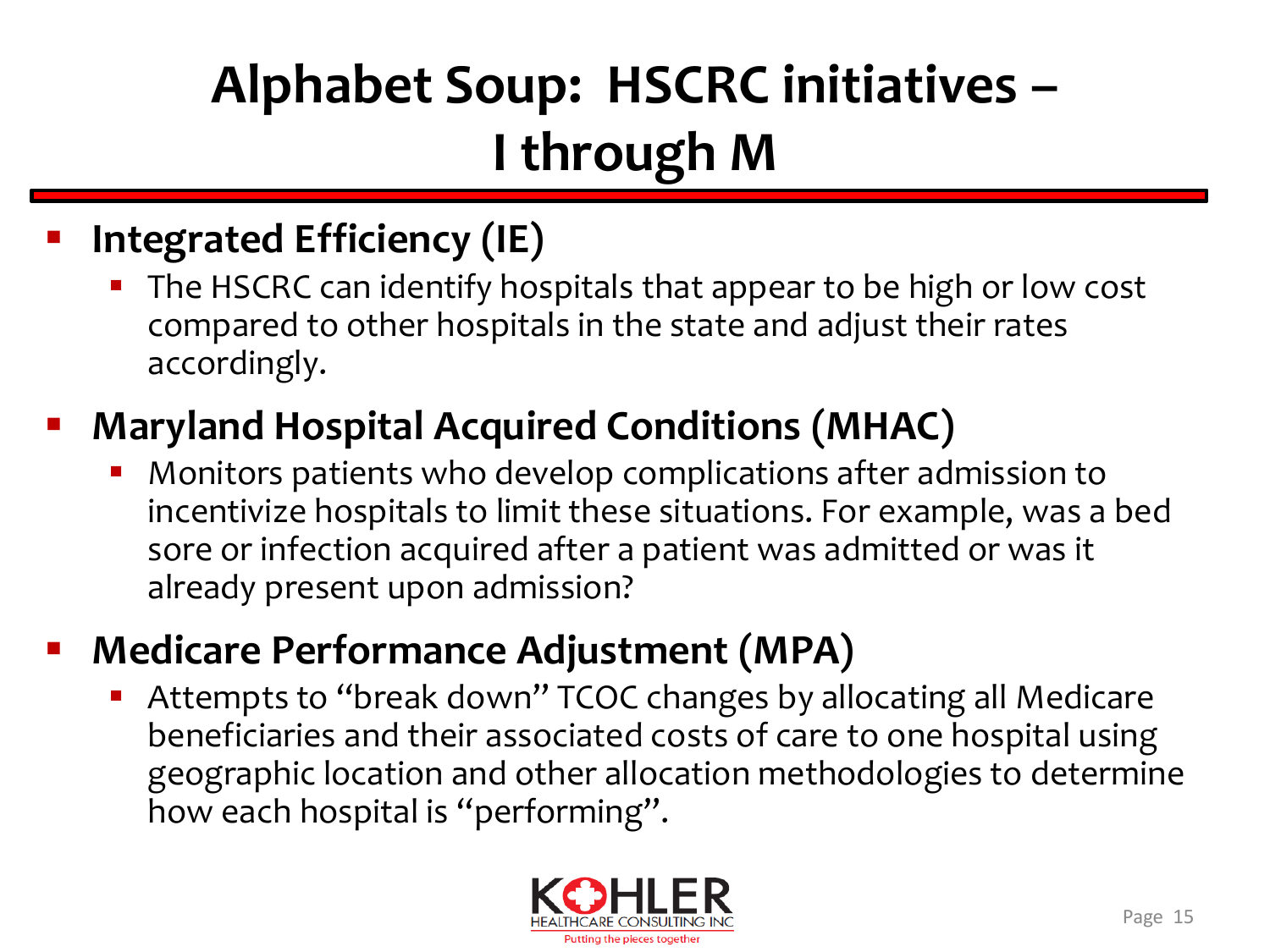# Alphabet Soup: HSCRC initiatives – I through M

- **Integrated Efficiency (IE)**
  - The HSCRC can identify hospitals that appear to be high or low cost compared to other hospitals in the state and adjust their rates accordingly.
- **Maryland Hospital Acquired Conditions (MHAC)**
  - Monitors patients who develop complications after admission to incentivize hospitals to limit these situations. For example, was a bed sore or infection acquired after a patient was admitted or was it already present upon admission?
- **Medicare Performance Adjustment (MPA)**
  - Attempts to "break down" TCOC changes by allocating all Medicare beneficiaries and their associated costs of care to one hospital using geographic location and other allocation methodologies to determine how each hospital is "performing".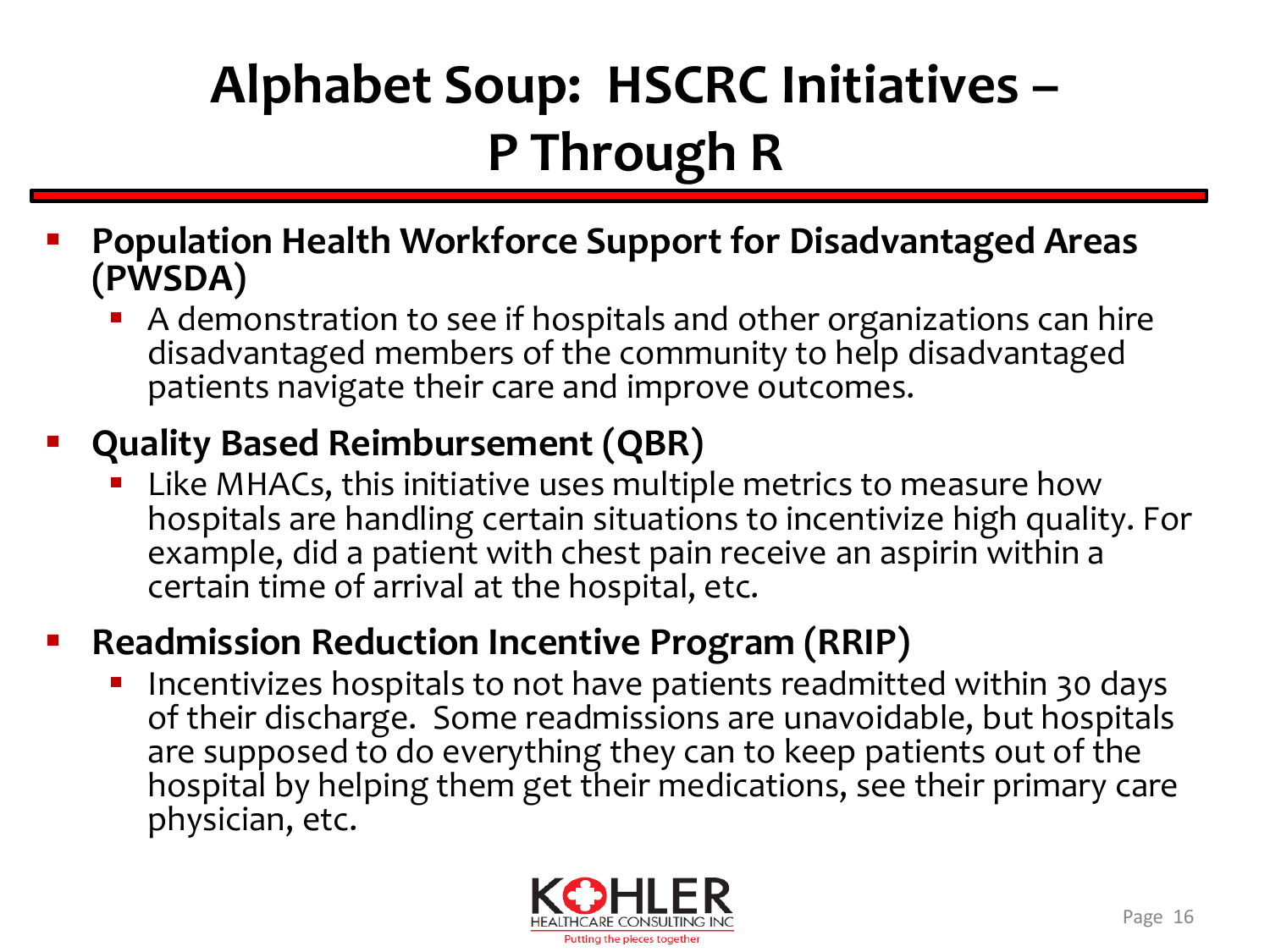# Alphabet Soup: HSCRC Initiatives – P Through R

- **Population Health Workforce Support for Disadvantaged Areas (PWSDA)**
  - A demonstration to see if hospitals and other organizations can hire disadvantaged members of the community to help disadvantaged patients navigate their care and improve outcomes.
- **Quality Based Reimbursement (QBR)**
  - Like MHACs, this initiative uses multiple metrics to measure how hospitals are handling certain situations to incentivize high quality. For example, did a patient with chest pain receive an aspirin within a certain time of arrival at the hospital, etc.
- **Readmission Reduction Incentive Program (RRIP)**
  - Incentivizes hospitals to not have patients readmitted within 30 days of their discharge. Some readmissions are unavoidable, but hospitals are supposed to do everything they can to keep patients out of the hospital by helping them get their medications, see their primary care physician, etc.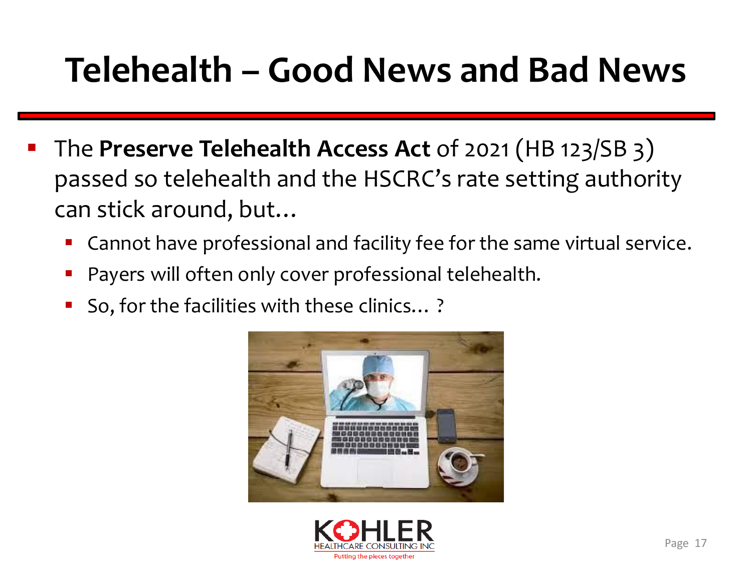# Telehealth – Good News and Bad News

- The **Preserve Telehealth Access Act** of 2021 (HB 123/SB 3) passed so telehealth and the HSCRC's rate setting authority can stick around, but…
  - Cannot have professional and facility fee for the same virtual service.
  - Payers will often only cover professional telehealth.
  - So, for the facilities with these clinics… ?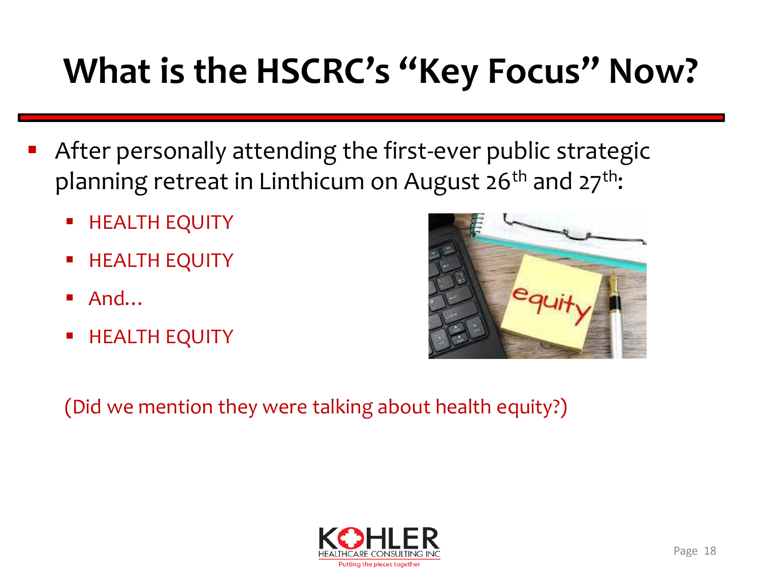# What is the HSCRC's "Key Focus" Now?

- After personally attending the first-ever public strategic planning retreat in Linthicum on August 26th and 27th:
  - HEALTH EQUITY
  - HEALTH EQUITY
  - And...
  - HEALTH EQUITY

(Did we mention they were talking about health equity?)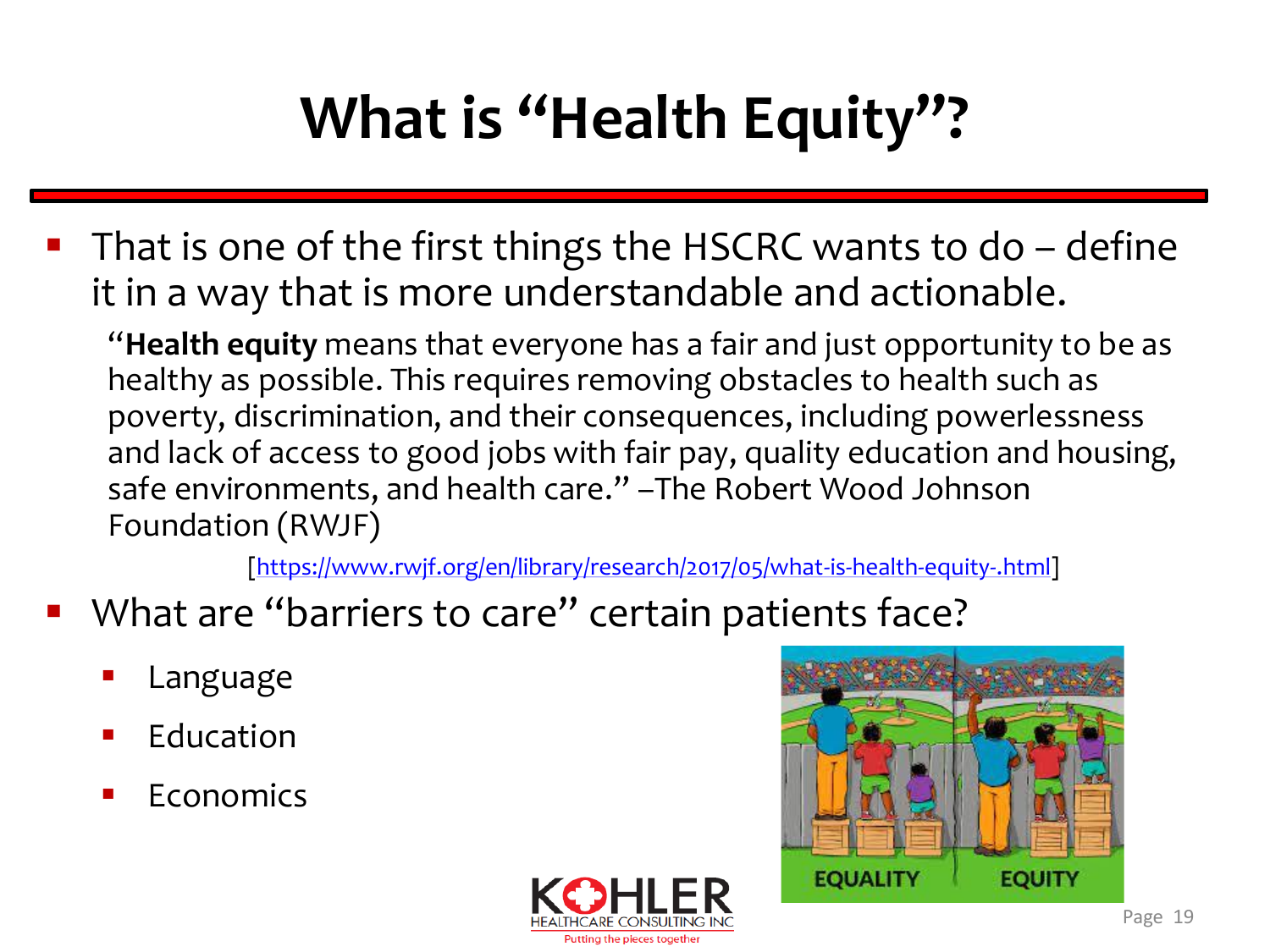# What is "Health Equity"?

- That is one of the first things the HSCRC wants to do – define it in a way that is more understandable and actionable.

  "**Health equity** means that everyone has a fair and just opportunity to be as healthy as possible. This requires removing obstacles to health such as poverty, discrimination, and their consequences, including powerlessness and lack of access to good jobs with fair pay, quality education and housing, safe environments, and health care." –The Robert Wood Johnson Foundation (RWJF)

  [https://www.rwjf.org/en/library/research/2017/05/what-is-health-equity-.html]

- What are "barriers to care" certain patients face?
  - Language
  - Education
  - Economics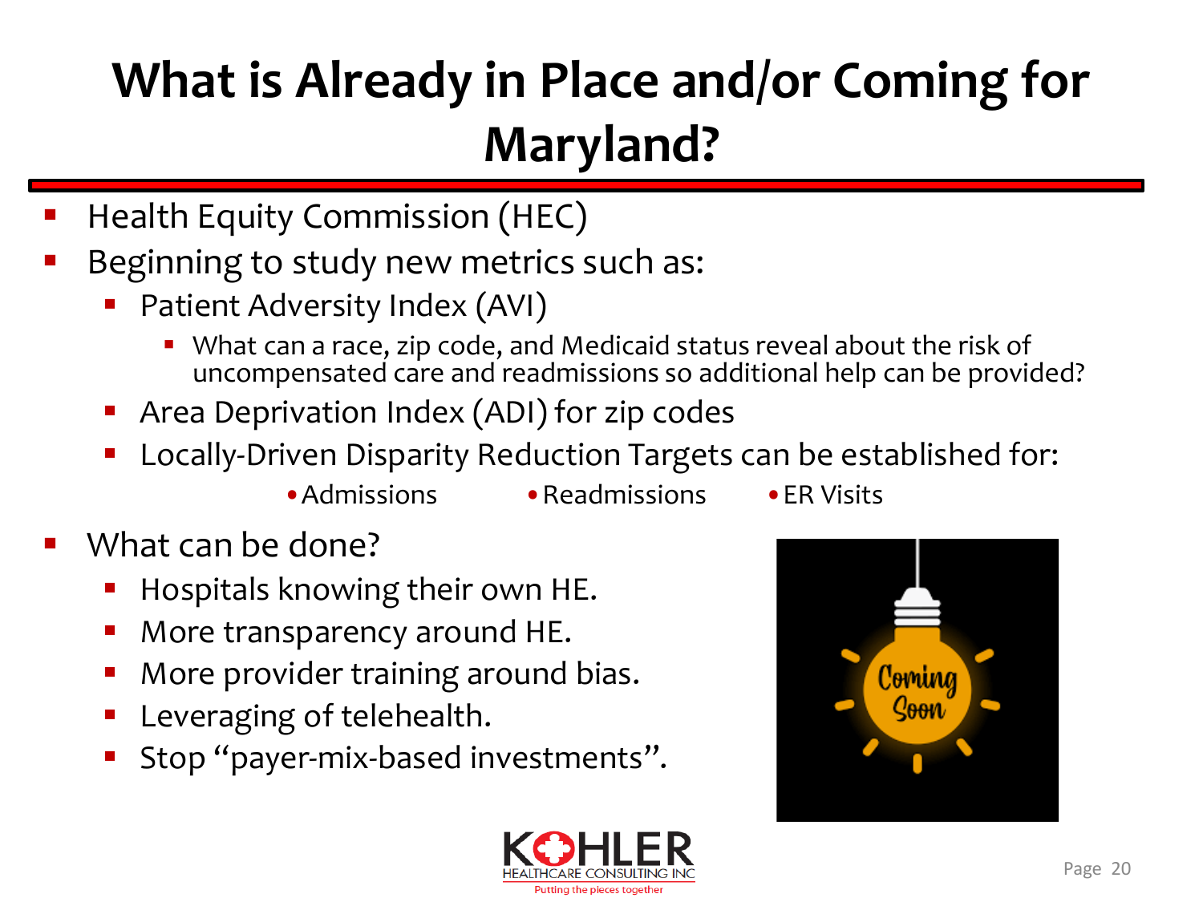# What is Already in Place and/or Coming for Maryland?

- Health Equity Commission (HEC)
- Beginning to study new metrics such as:
  - Patient Adversity Index (AVI)
    - What can a race, zip code, and Medicaid status reveal about the risk of uncompensated care and readmissions so additional help can be provided?
  - Area Deprivation Index (ADI) for zip codes
  - Locally-Driven Disparity Reduction Targets can be established for:
    - Admissions
    - Readmissions
    - ER Visits
- What can be done?
  - Hospitals knowing their own HE.
  - More transparency around HE.
  - More provider training around bias.
  - Leveraging of telehealth.
  - Stop "payer-mix-based investments".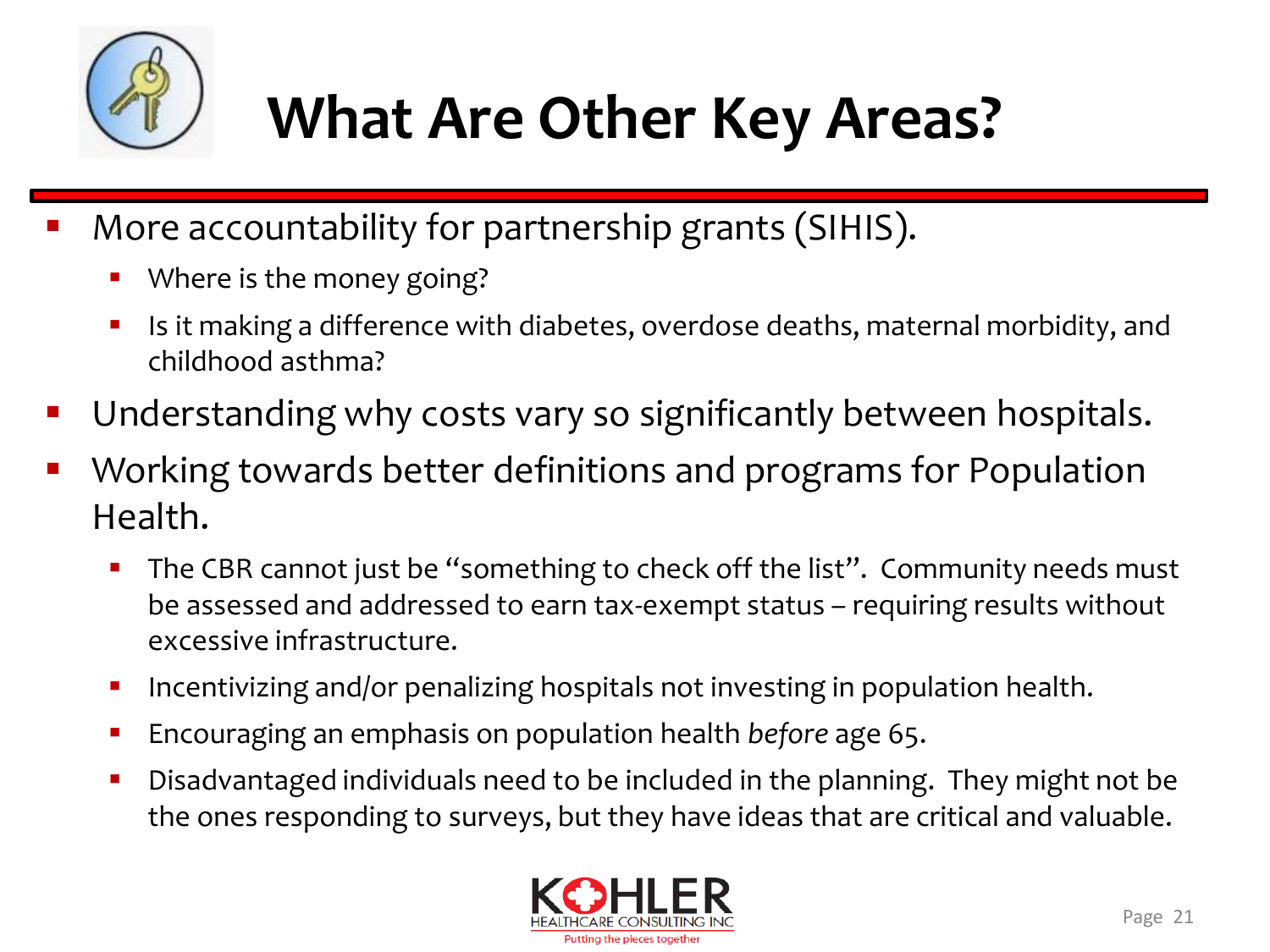# What Are Other Key Areas?

- More accountability for partnership grants (SIHIS).
  - Where is the money going?
  - Is it making a difference with diabetes, overdose deaths, maternal morbidity, and childhood asthma?
- Understanding why costs vary so significantly between hospitals.
- Working towards better definitions and programs for Population Health.
  - The CBR cannot just be "something to check off the list". Community needs must be assessed and addressed to earn tax-exempt status – requiring results without excessive infrastructure.
  - Incentivizing and/or penalizing hospitals not investing in population health.
  - Encouraging an emphasis on population health *before* age 65.
  - Disadvantaged individuals need to be included in the planning. They might not be the ones responding to surveys, but they have ideas that are critical and valuable.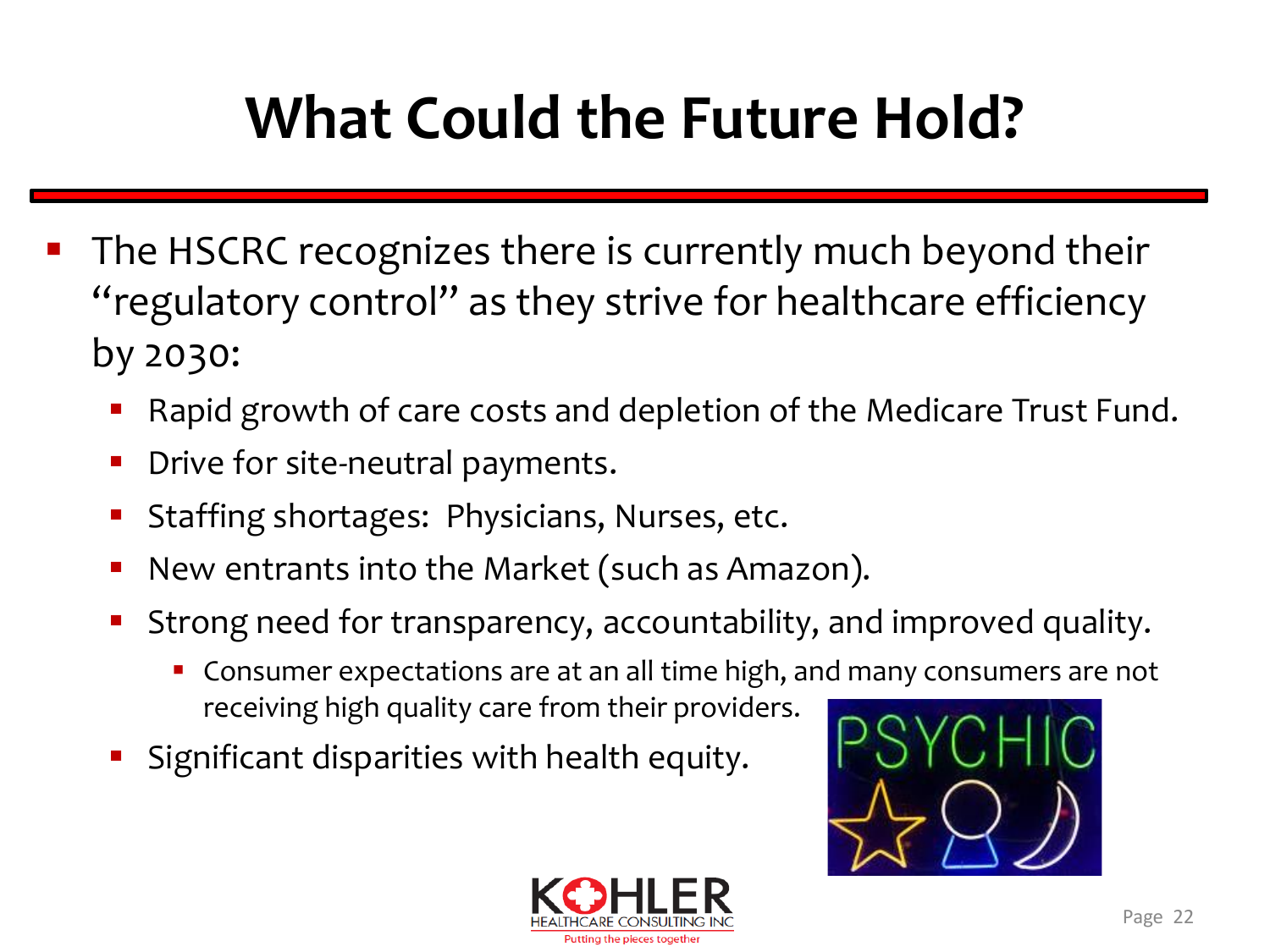# What Could the Future Hold?

- The HSCRC recognizes there is currently much beyond their "regulatory control" as they strive for healthcare efficiency by 2030:
  - Rapid growth of care costs and depletion of the Medicare Trust Fund.
  - Drive for site-neutral payments.
  - Staffing shortages: Physicians, Nurses, etc.
  - New entrants into the Market (such as Amazon).
  - Strong need for transparency, accountability, and improved quality.
    - Consumer expectations are at an all time high, and many consumers are not receiving high quality care from their providers.
  - Significant disparities with health equity.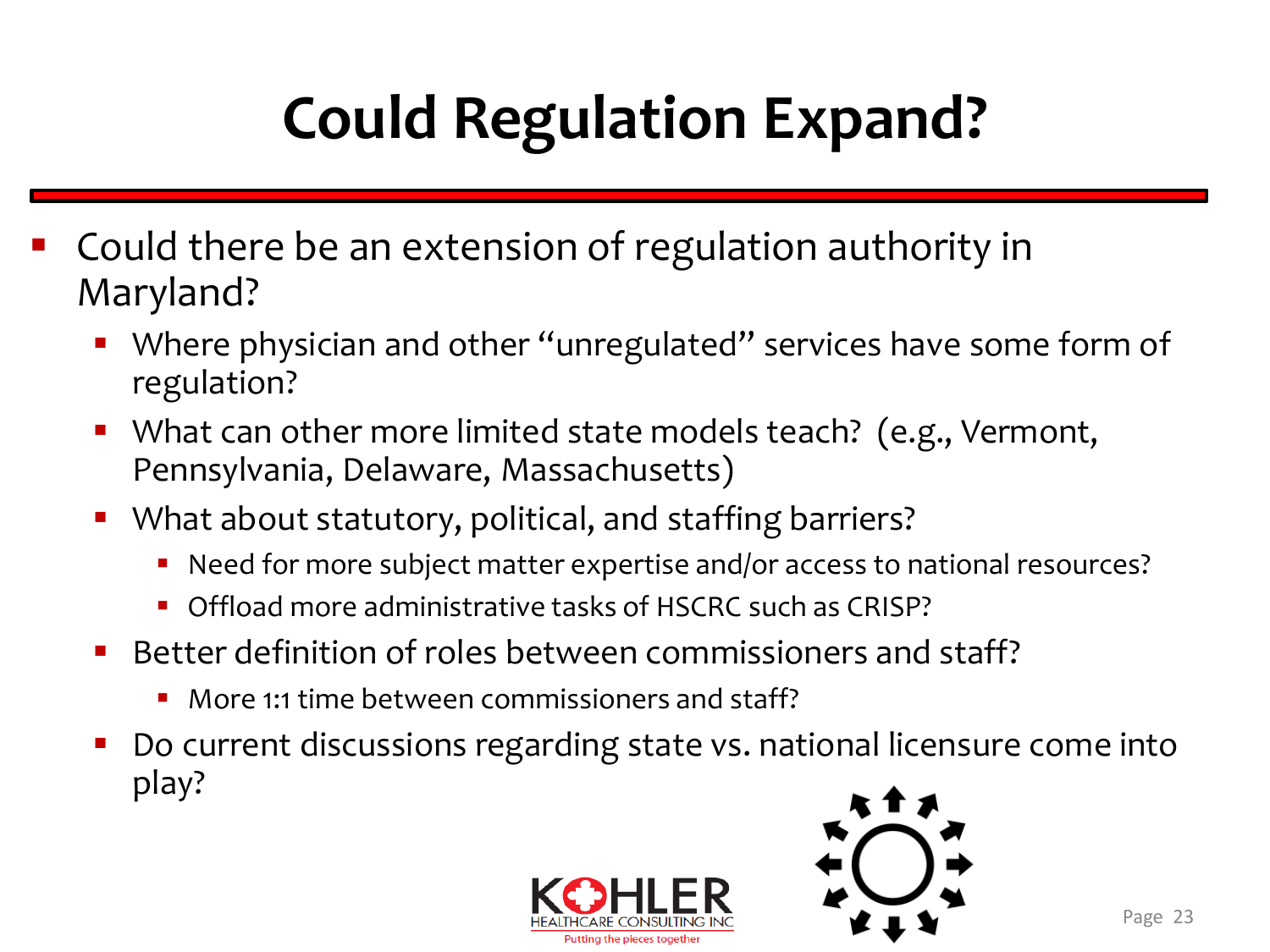# Could Regulation Expand?

- Could there be an extension of regulation authority in Maryland?
  - Where physician and other "unregulated" services have some form of regulation?
  - What can other more limited state models teach? (e.g., Vermont, Pennsylvania, Delaware, Massachusetts)
  - What about statutory, political, and staffing barriers?
    - Need for more subject matter expertise and/or access to national resources?
    - Offload more administrative tasks of HSCRC such as CRISP?
  - Better definition of roles between commissioners and staff?
    - More 1:1 time between commissioners and staff?
  - Do current discussions regarding state vs. national licensure come into play?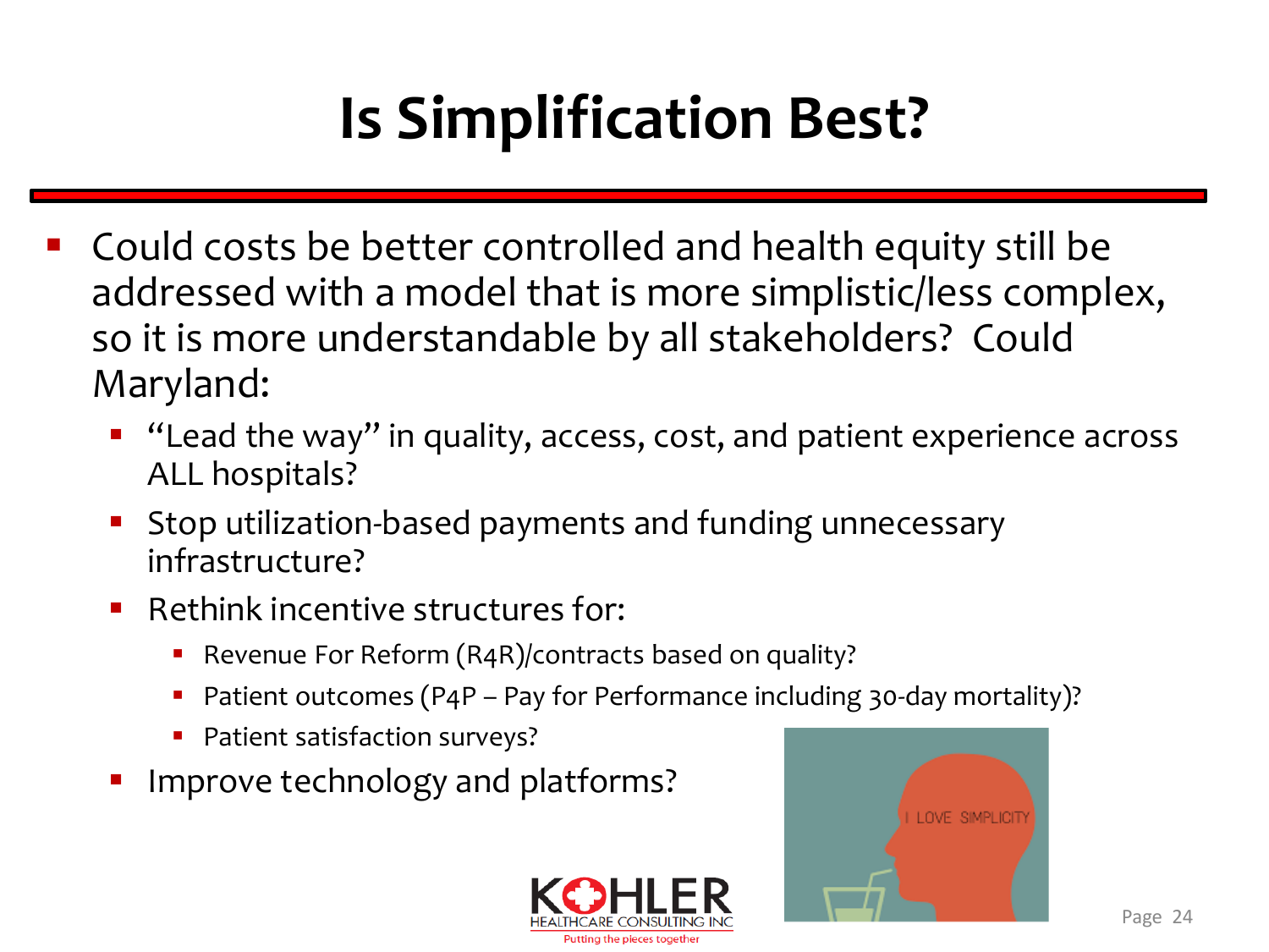# Is Simplification Best?

- Could costs be better controlled and health equity still be addressed with a model that is more simplistic/less complex, so it is more understandable by all stakeholders? Could Maryland:
  - "Lead the way" in quality, access, cost, and patient experience across ALL hospitals?
  - Stop utilization-based payments and funding unnecessary infrastructure?
  - Rethink incentive structures for:
    - Revenue For Reform (R4R)/contracts based on quality?
    - Patient outcomes (P4P – Pay for Performance including 30-day mortality)?
    - Patient satisfaction surveys?
  - Improve technology and platforms?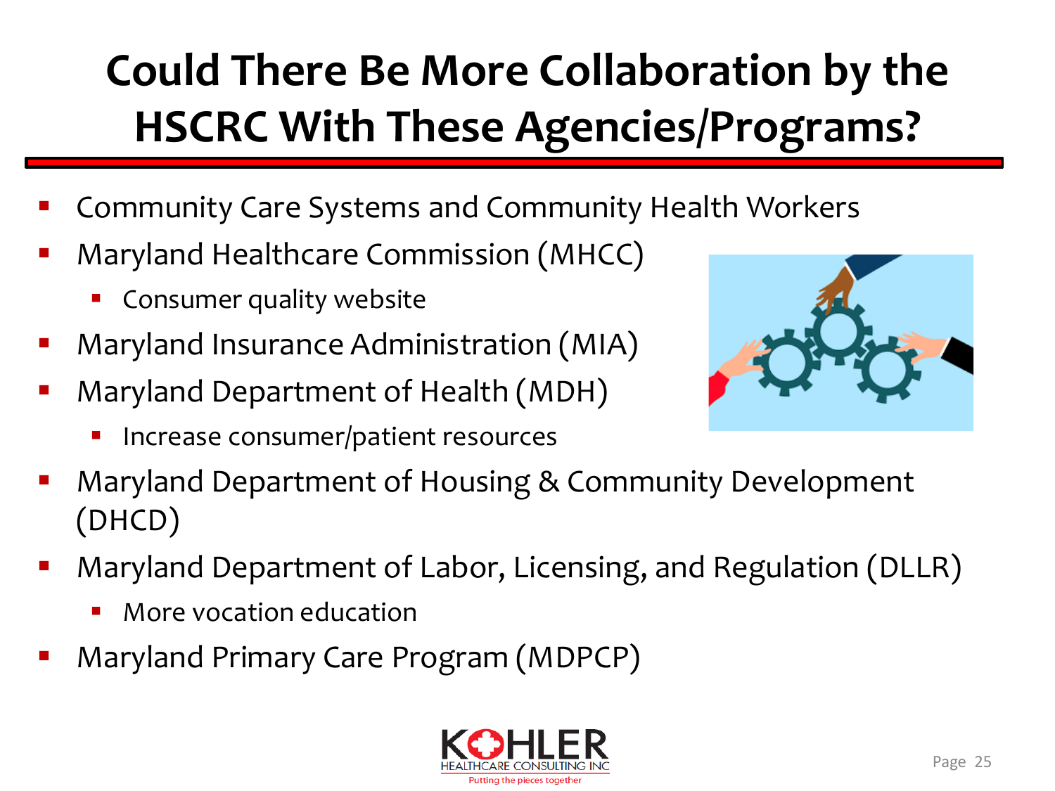# Could There Be More Collaboration by the HSCRC With These Agencies/Programs?

- Community Care Systems and Community Health Workers
- Maryland Healthcare Commission (MHCC)
  - Consumer quality website
- Maryland Insurance Administration (MIA)
- Maryland Department of Health (MDH)
  - Increase consumer/patient resources
- Maryland Department of Housing & Community Development (DHCD)
- Maryland Department of Labor, Licensing, and Regulation (DLLR)
  - More vocation education
- Maryland Primary Care Program (MDPCP)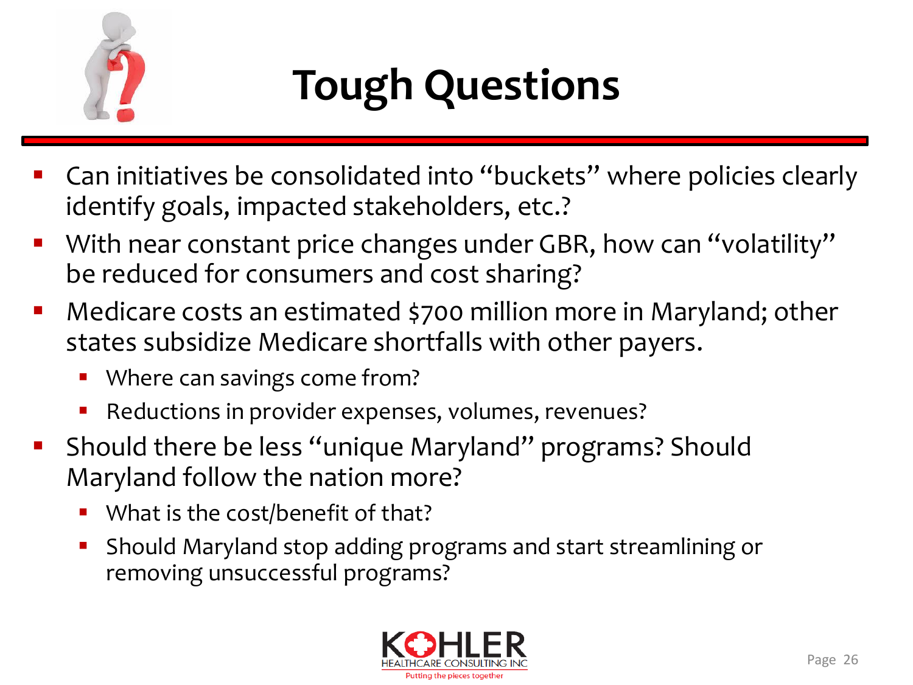# Tough Questions

- Can initiatives be consolidated into "buckets" where policies clearly identify goals, impacted stakeholders, etc.?
- With near constant price changes under GBR, how can "volatility" be reduced for consumers and cost sharing?
- Medicare costs an estimated $700 million more in Maryland; other states subsidize Medicare shortfalls with other payers.
  - Where can savings come from?
  - Reductions in provider expenses, volumes, revenues?
- Should there be less "unique Maryland" programs? Should Maryland follow the nation more?
  - What is the cost/benefit of that?
  - Should Maryland stop adding programs and start streamlining or removing unsuccessful programs?

KOHLER HEALTHCARE CONSULTING INC
Putting the pieces together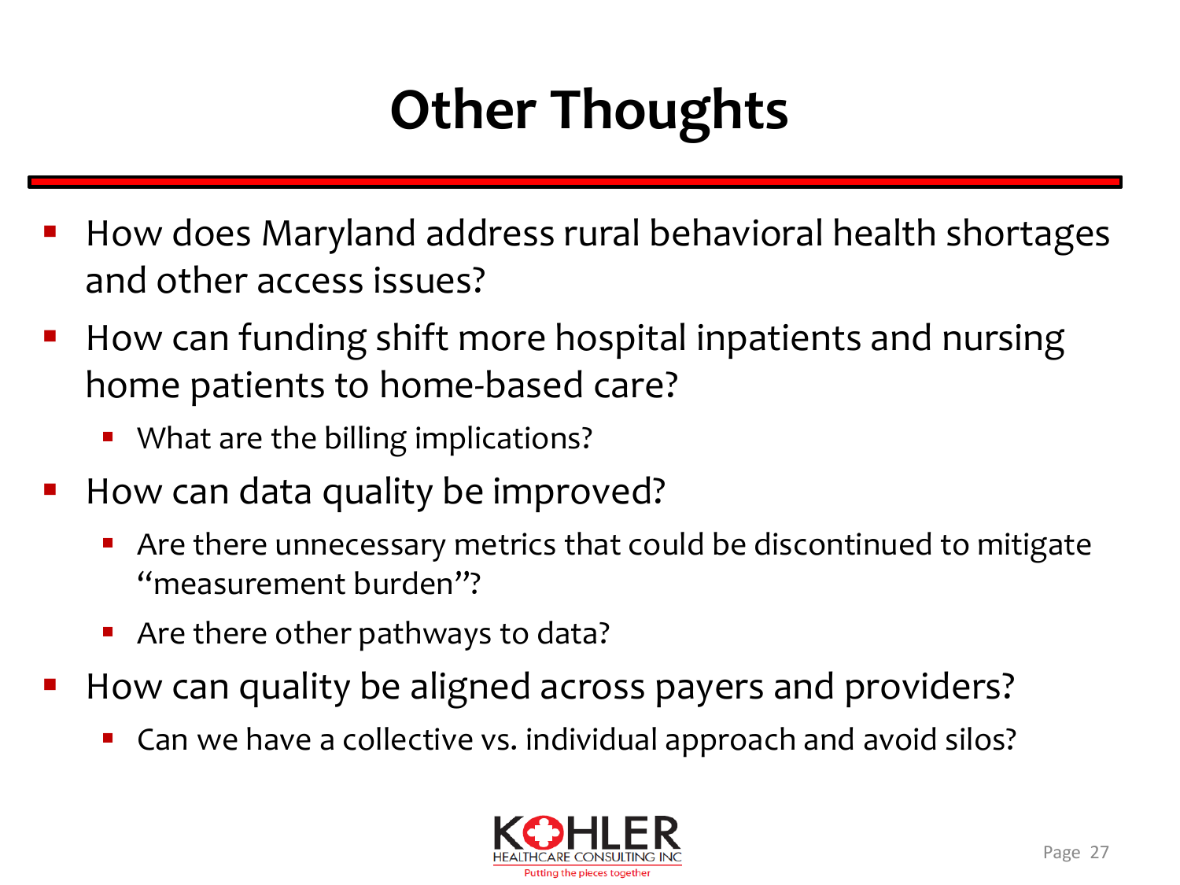# Other Thoughts

- How does Maryland address rural behavioral health shortages and other access issues?
- How can funding shift more hospital inpatients and nursing home patients to home-based care?
  - What are the billing implications?
- How can data quality be improved?
  - Are there unnecessary metrics that could be discontinued to mitigate "measurement burden"?
  - Are there other pathways to data?
- How can quality be aligned across payers and providers?
  - Can we have a collective vs. individual approach and avoid silos?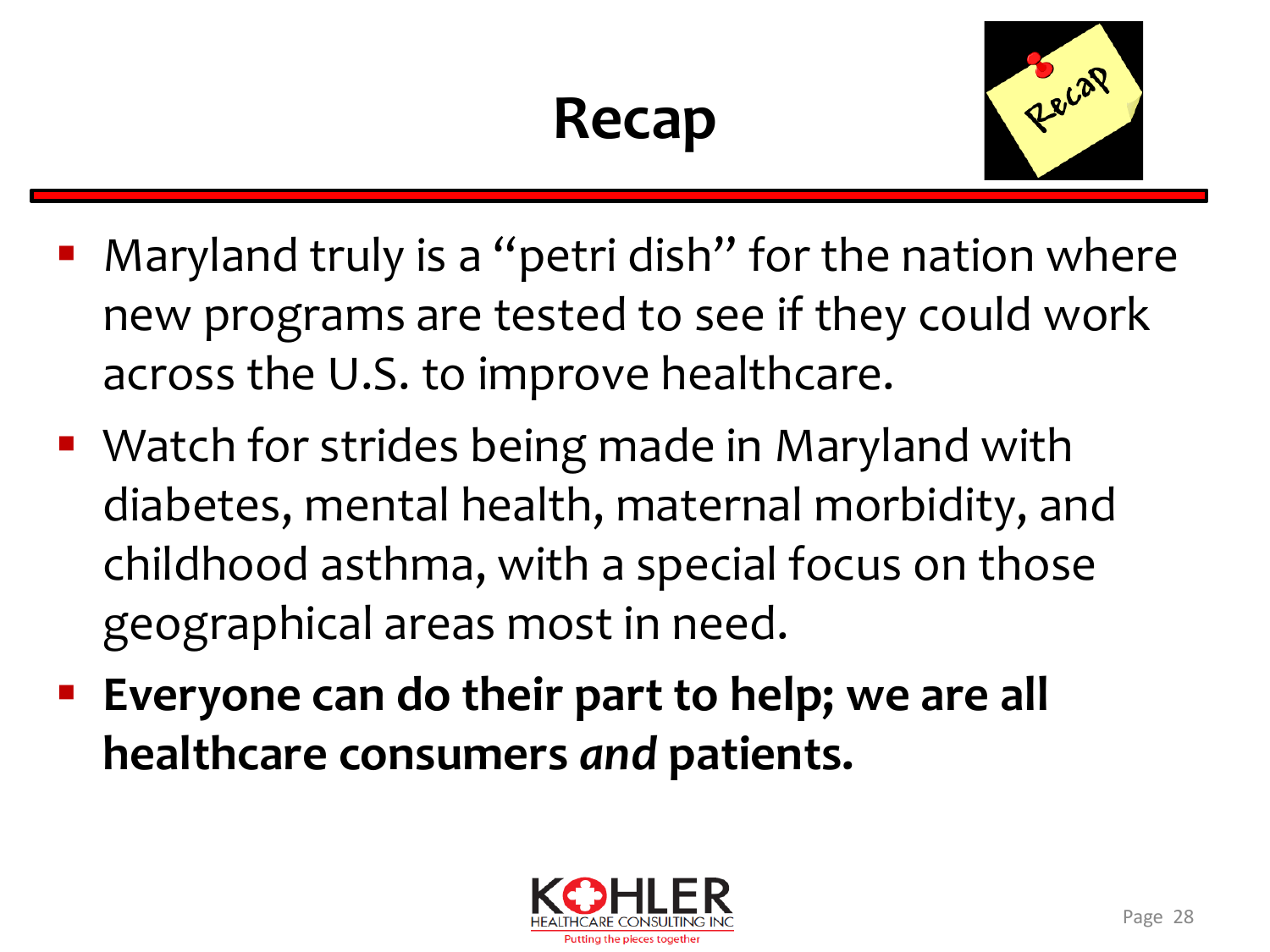# Recap

- Maryland truly is a "petri dish" for the nation where new programs are tested to see if they could work across the U.S. to improve healthcare.
- Watch for strides being made in Maryland with diabetes, mental health, maternal morbidity, and childhood asthma, with a special focus on those geographical areas most in need.
- **Everyone can do their part to help; we are all healthcare consumers *and* patients.**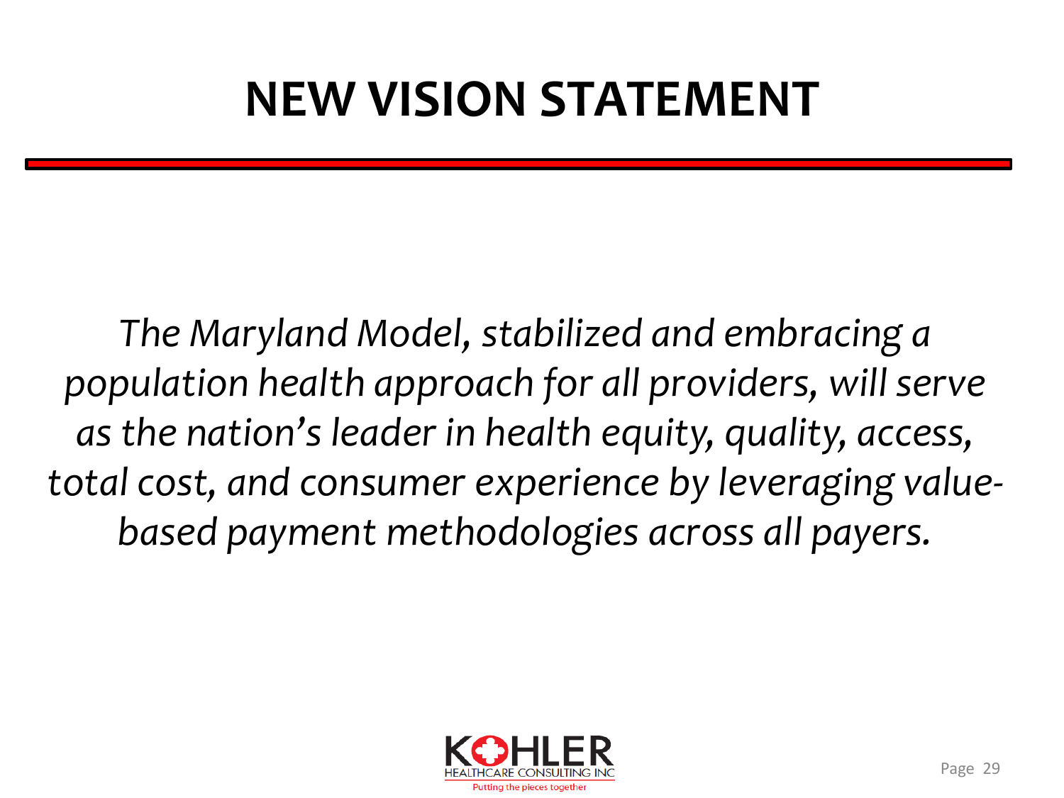# NEW VISION STATEMENT

*The Maryland Model, stabilized and embracing a population health approach for all providers, will serve as the nation's leader in health equity, quality, access, total cost, and consumer experience by leveraging value-based payment methodologies across all payers.*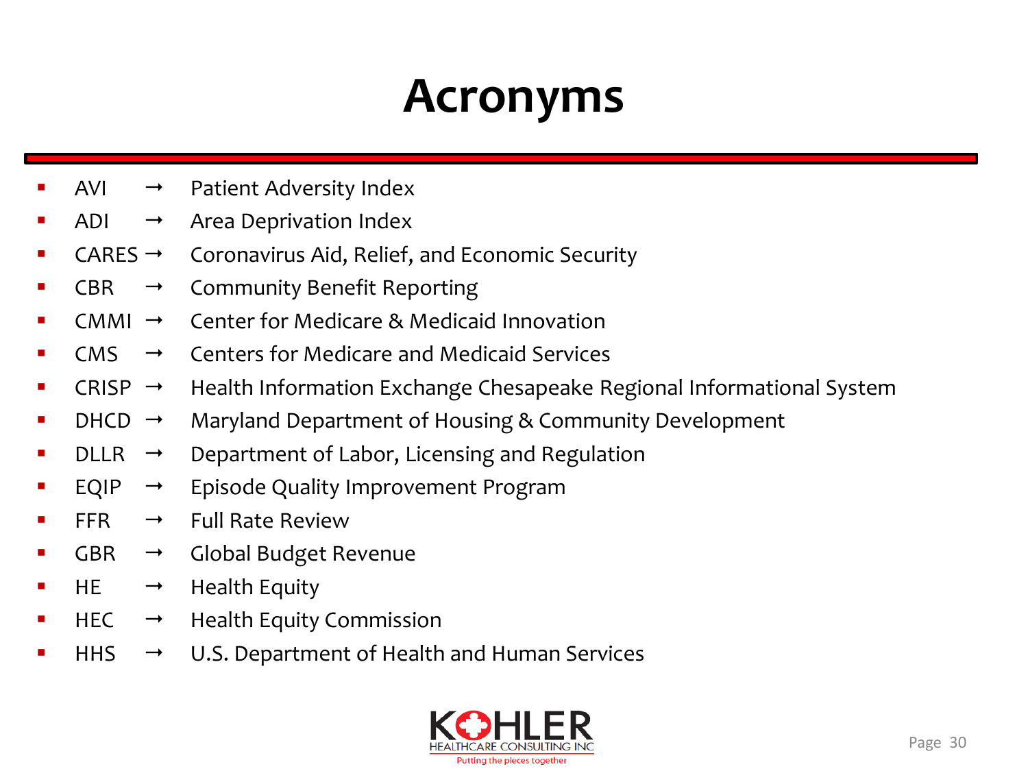# Acronyms

- AVI → Patient Adversity Index
- ADI → Area Deprivation Index
- CARES → Coronavirus Aid, Relief, and Economic Security
- CBR → Community Benefit Reporting
- CMMI → Center for Medicare & Medicaid Innovation
- CMS → Centers for Medicare and Medicaid Services
- CRISP → Health Information Exchange Chesapeake Regional Informational System
- DHCD → Maryland Department of Housing & Community Development
- DLLR → Department of Labor, Licensing and Regulation
- EQIP → Episode Quality Improvement Program
- FFR → Full Rate Review
- GBR → Global Budget Revenue
- HE → Health Equity
- HEC → Health Equity Commission
- HHS → U.S. Department of Health and Human Services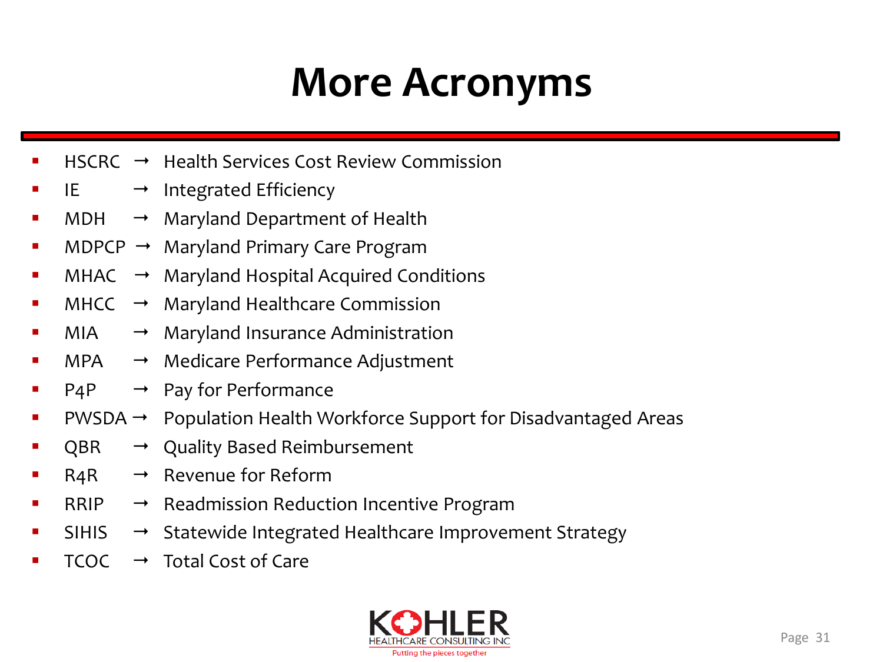# More Acronyms

- HSCRC → Health Services Cost Review Commission
- IE → Integrated Efficiency
- MDH → Maryland Department of Health
- MDPCP → Maryland Primary Care Program
- MHAC → Maryland Hospital Acquired Conditions
- MHCC → Maryland Healthcare Commission
- MIA → Maryland Insurance Administration
- MPA → Medicare Performance Adjustment
- P4P → Pay for Performance
- PWSDA → Population Health Workforce Support for Disadvantaged Areas
- QBR → Quality Based Reimbursement
- R4R → Revenue for Reform
- RRIP → Readmission Reduction Incentive Program
- SIHIS → Statewide Integrated Healthcare Improvement Strategy
- TCOC → Total Cost of Care

KOHLER HEALTHCARE CONSULTING INC
Putting the pieces together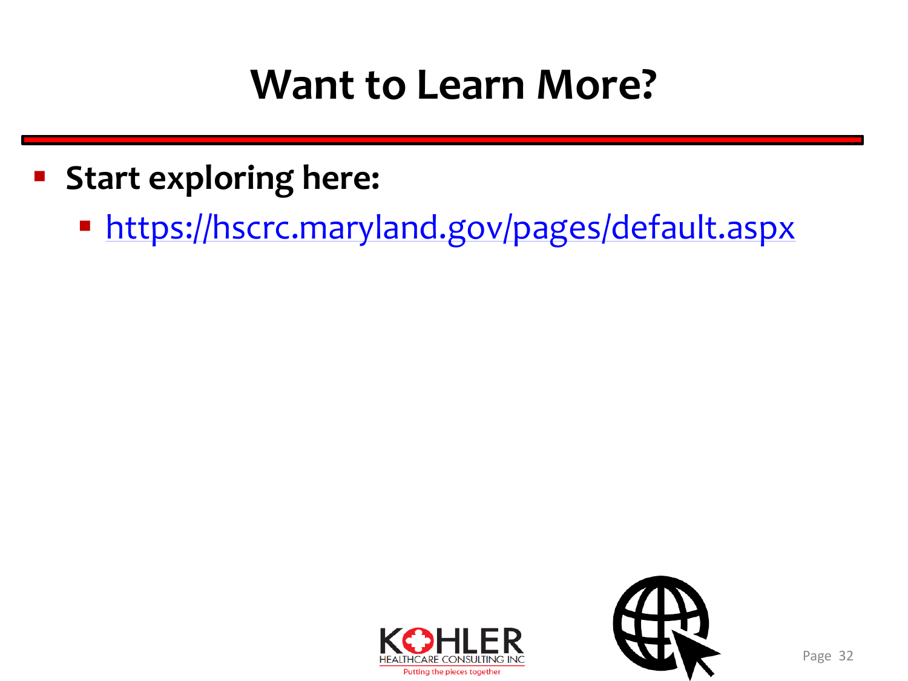# Want to Learn More?

- **Start exploring here:**
  - https://hscrc.maryland.gov/pages/default.aspx

KOHLER HEALTHCARE CONSULTING INC
Putting the pieces together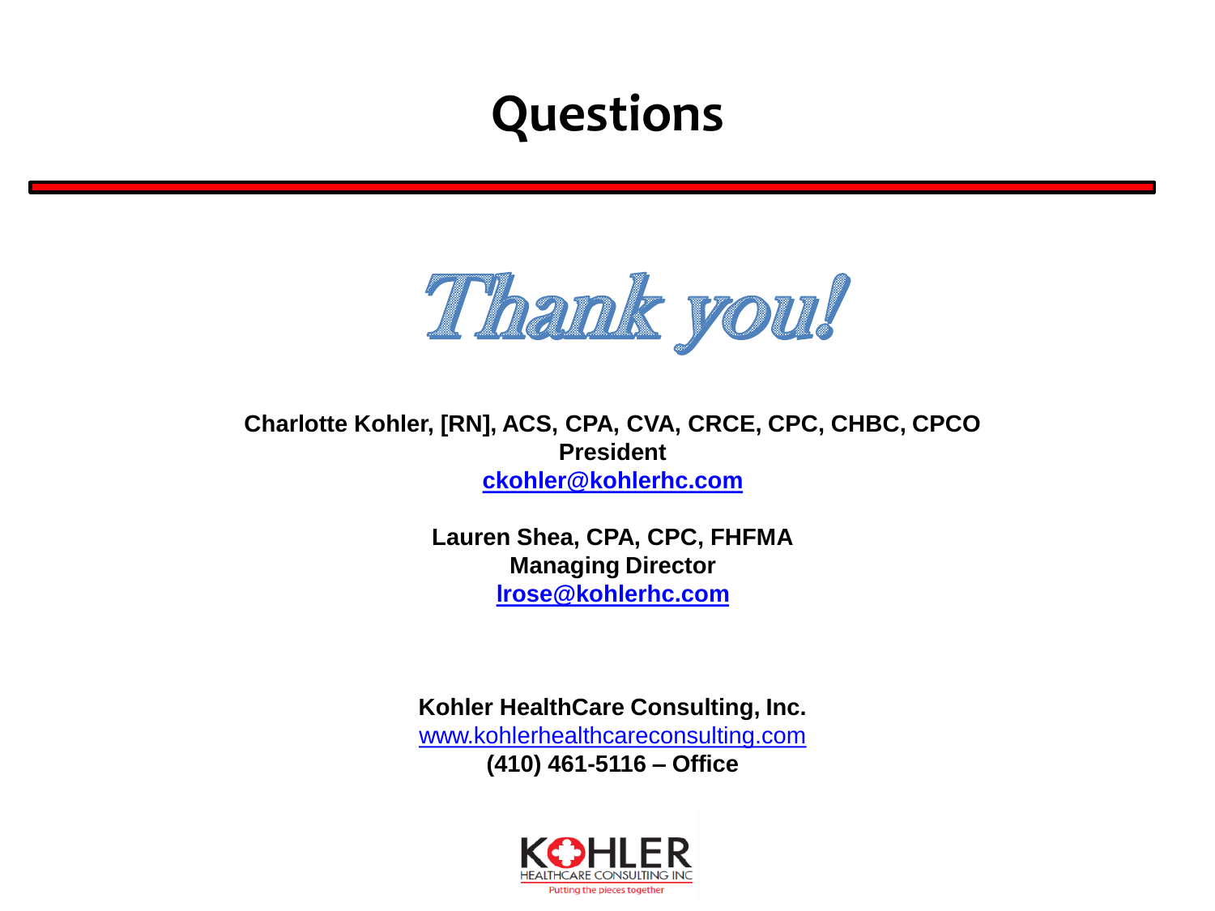# Questions

*Thank you!*

**Charlotte Kohler, [RN], ACS, CPA, CVA, CRCE, CPC, CHBC, CPCO**
**President**
**ckohler@kohlerhc.com**

**Lauren Shea, CPA, CPC, FHFMA**
**Managing Director**
**lrose@kohlerhc.com**

**Kohler HealthCare Consulting, Inc.**
www.kohlerhealthcareconsulting.com
**(410) 461-5116 – Office**

KOHLER
HEALTHCARE CONSULTING INC
Putting the pieces together